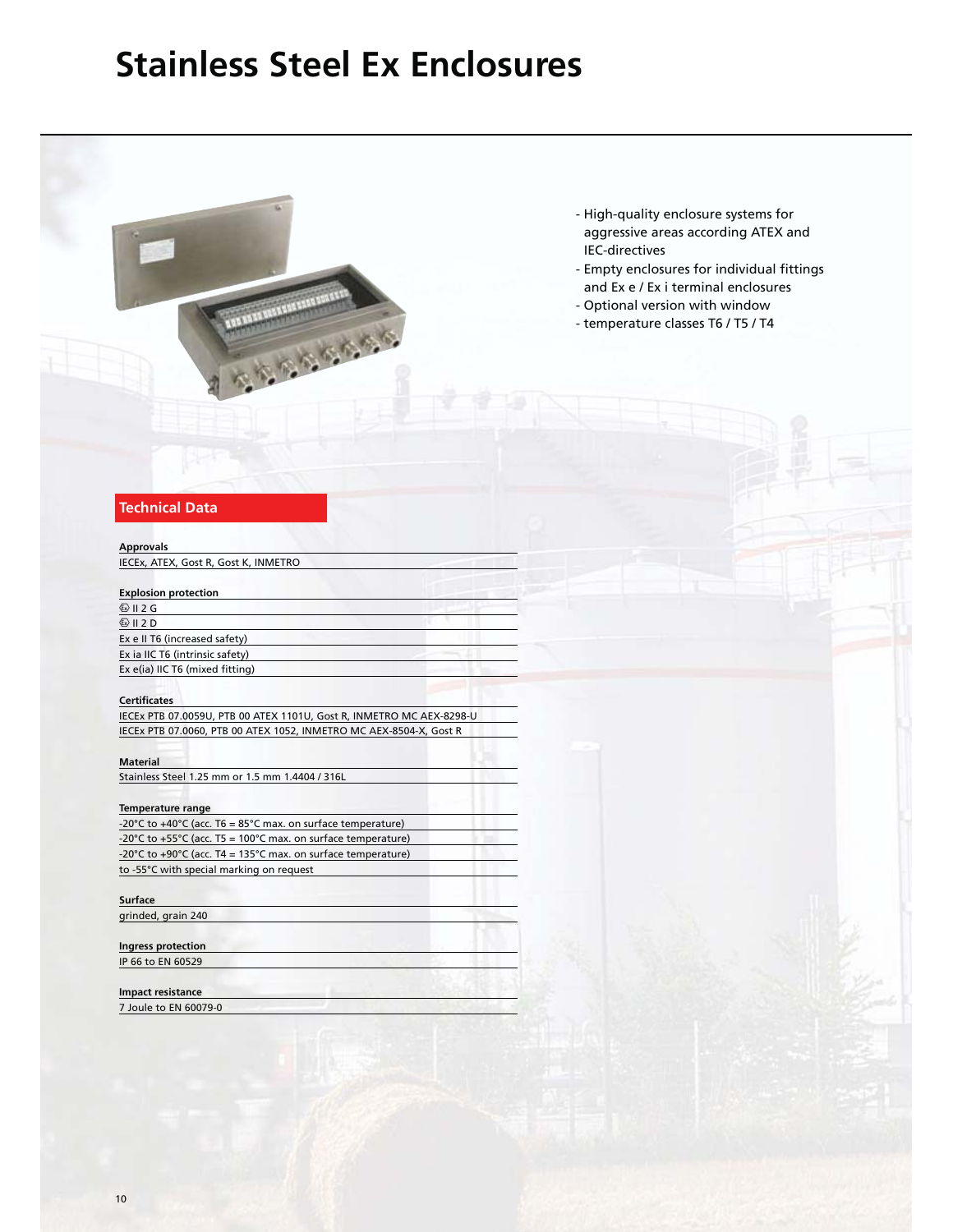# Stainless Steel Ex Enclosures

- High-quality enclosure systems for aggressive areas according ATEX and IEC-directives
- Empty enclosures for individual fittings and Ex e / Ex i terminal enclosures
- Optional version with window
- temperature classes T6 / T5 / T4

## Technical Data

**Approvals**

IECEx, ATEX, Gost R, Gost K, INMETRO

**Explosion protection**

Ⓔ II 2 G
Ⓔ II 2 D
Ex e II T6 (increased safety)
Ex ia IIC T6 (intrinsic safety)
Ex e(ia) IIC T6 (mixed fitting)

**Certificates**

IECEx PTB 07.0059U, PTB 00 ATEX 1101U, Gost R, INMETRO MC AEX-8298-U
IECEx PTB 07.0060, PTB 00 ATEX 1052, INMETRO MC AEX-8504-X, Gost R

**Material**

Stainless Steel 1.25 mm or 1.5 mm 1.4404 / 316L

**Temperature range**

-20°C to +40°C (acc. T6 = 85°C max. on surface temperature)
-20°C to +55°C (acc. T5 = 100°C max. on surface temperature)
-20°C to +90°C (acc. T4 = 135°C max. on surface temperature)
to -55°C with special marking on request

**Surface**

grinded, grain 240

**Ingress protection**

IP 66 to EN 60529

**Impact resistance**

7 Joule to EN 60079-0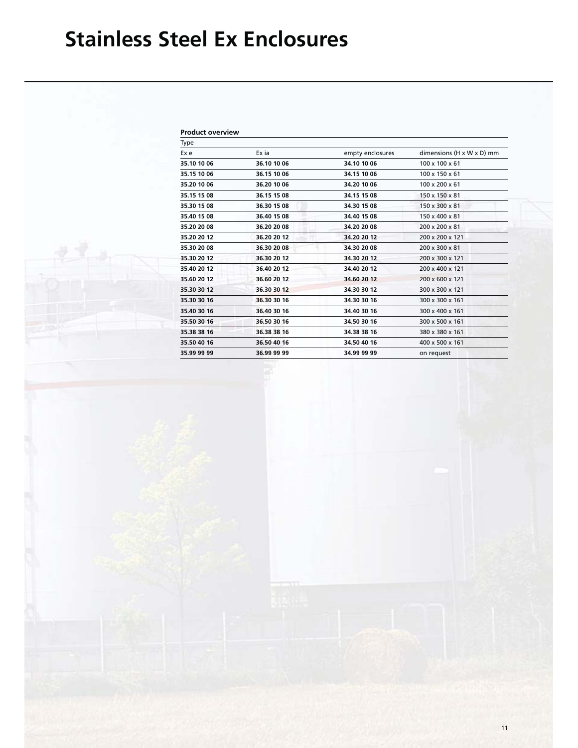# Stainless Steel Ex Enclosures

**Product overview**

| Type | | | |
|---|---|---|---|
| Ex e | Ex ia | empty enclosures | dimensions (H x W x D) mm |
| **35.10 10 06** | **36.10 10 06** | **34.10 10 06** | 100 x 100 x 61 |
| **35.15 10 06** | **36.15 10 06** | **34.15 10 06** | 100 x 150 x 61 |
| **35.20 10 06** | **36.20 10 06** | **34.20 10 06** | 100 x 200 x 61 |
| **35.15 15 08** | **36.15 15 08** | **34.15 15 08** | 150 x 150 x 81 |
| **35.30 15 08** | **36.30 15 08** | **34.30 15 08** | 150 x 300 x 81 |
| **35.40 15 08** | **36.40 15 08** | **34.40 15 08** | 150 x 400 x 81 |
| **35.20 20 08** | **36.20 20 08** | **34.20 20 08** | 200 x 200 x 81 |
| **35.20 20 12** | **36.20 20 12** | **34.20 20 12** | 200 x 200 x 121 |
| **35.30 20 08** | **36.30 20 08** | **34.30 20 08** | 200 x 300 x 81 |
| **35.30 20 12** | **36.30 20 12** | **34.30 20 12** | 200 x 300 x 121 |
| **35.40 20 12** | **36.40 20 12** | **34.40 20 12** | 200 x 400 x 121 |
| **35.60 20 12** | **36.60 20 12** | **34.60 20 12** | 200 x 600 x 121 |
| **35.30 30 12** | **36.30 30 12** | **34.30 30 12** | 300 x 300 x 121 |
| **35.30 30 16** | **36.30 30 16** | **34.30 30 16** | 300 x 300 x 161 |
| **35.40 30 16** | **36.40 30 16** | **34.40 30 16** | 300 x 400 x 161 |
| **35.50 30 16** | **36.50 30 16** | **34.50 30 16** | 300 x 500 x 161 |
| **35.38 38 16** | **36.38 38 16** | **34.38 38 16** | 380 x 380 x 161 |
| **35.50 40 16** | **36.50 40 16** | **34.50 40 16** | 400 x 500 x 161 |
| **35.99 99 99** | **36.99 99 99** | **34.99 99 99** | on request |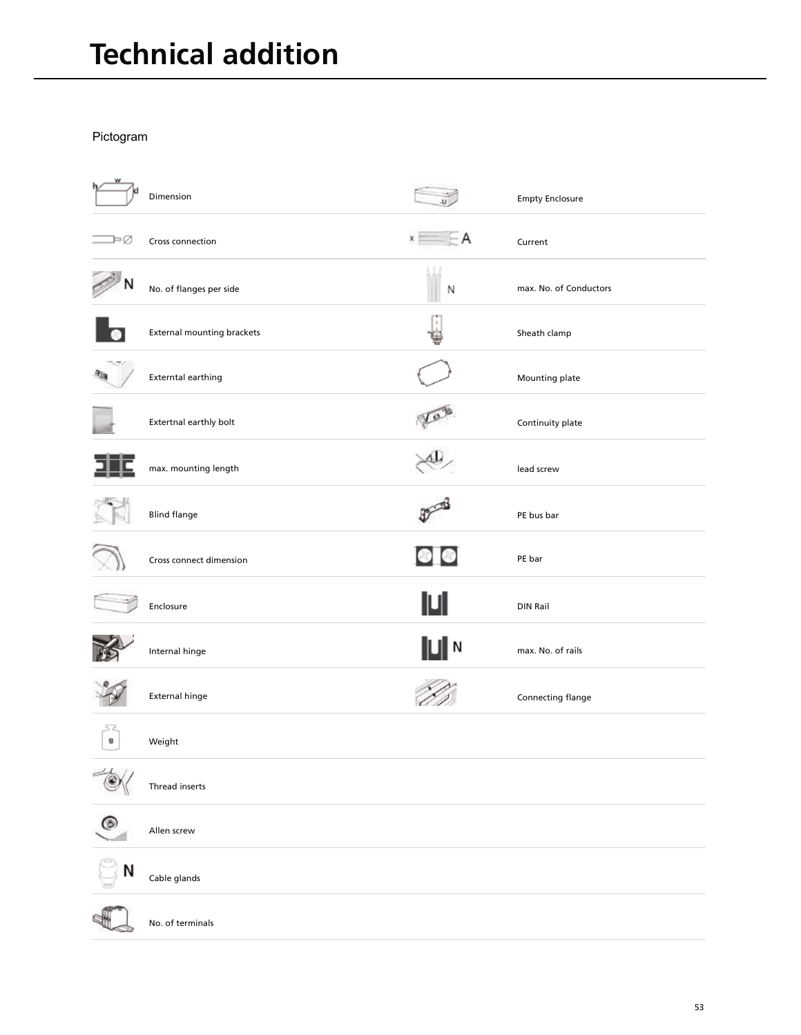# Technical addition

Pictogram

- Dimension
- Cross connection
- No. of flanges per side
- External mounting brackets
- Externtal earthing
- Extertnal earthly bolt
- max. mounting length
- Blind flange
- Cross connect dimension
- Enclosure
- Internal hinge
- External hinge
- Weight
- Thread inserts
- Allen screw
- Cable glands
- No. of terminals
- Empty Enclosure
- Current
- max. No. of Conductors
- Sheath clamp
- Mounting plate
- Continuity plate
- lead screw
- PE bus bar
- PE bar
- DIN Rail
- max. No. of rails
- Connecting flange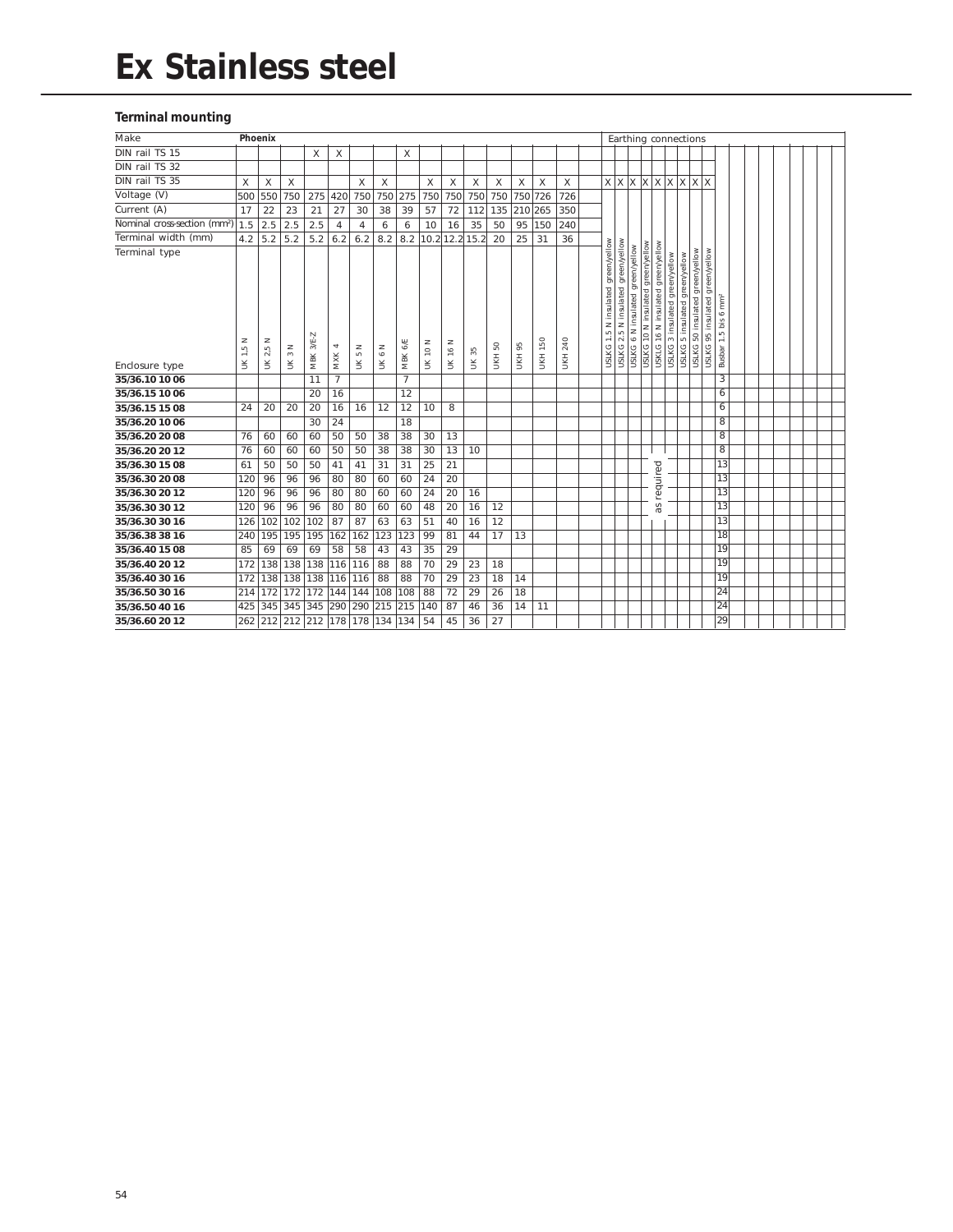# Ex Stainless steel

### Terminal mounting

| Make | Phoenix | | | | | | | | | | | | | | | | Earthing connections | | | | | | | | | |
|---|---|---|---|---|---|---|---|---|---|---|---|---|---|---|---|---|---|---|---|---|---|---|---|---|---|---|
| DIN rail TS 15 | | | | X | X | | | X | | | | | | | | | | | | | | | | | | |
| DIN rail TS 32 | | | | | | | | | | | | | | | | | | | | | | | | | | |
| DIN rail TS 35 | X | X | X | | | X | X | | X | X | X | X | X | X | X | | X | X | X | X | X | X | X | X | X | |
| Voltage (V) | 500 | 550 | 750 | 275 | 420 | 750 | 750 | 275 | 750 | 750 | 750 | 750 | 750 | 726 | 726 | | | | | | | | | | | |
| Current (A) | 17 | 22 | 23 | 21 | 27 | 30 | 38 | 39 | 57 | 72 | 112 | 135 | 210 | 265 | 350 | | | | | | | | | | | |
| Nominal cross-section (mm²) | 1.5 | 2.5 | 2.5 | 2.5 | 4 | 4 | 6 | 6 | 10 | 16 | 35 | 50 | 95 | 150 | 240 | | | | | | | | | | | |
| Terminal width (mm) | 4.2 | 5.2 | 5.2 | 5.2 | 6.2 | 6.2 | 8.2 | 8.2 | 10.2 | 12.2 | 15.2 | 20 | 25 | 31 | 36 | | | | | | | | | | | |
| Terminal type / Enclosure type | UK 1.5 N | UK 2.5 N | UK 3 N | MBK 3/E-Z | MXK 4 | UK 5 N | UK 6 N | MBK 6/E | UK 10 N | UK 16 N | UK 35 | UKH 50 | UKH 95 | UKH 150 | UKH 240 | | USLKG 1.5 N insulated green/yellow | USLKG 2.5 N insulated green/yellow | USLKG 6 N insulated green/yellow | USLKG 10 N insulated green/yellow | USKLG 16 N insulated green/yellow | USLKG 3 insulated green/yellow | USLKG 5 insulated green/yellow | USLKG 50 insulated green/yellow | USLKG 95 insulated green/yellow | Busbar 1.5 bis 6 mm² |
| **35/36.10 10 06** | | | | 11 | 7 | | | 7 | | | | | | | | | | | | | | | | | | 3 |
| **35/36.15 10 06** | | | | 20 | 16 | | | 12 | | | | | | | | | | | | | | | | | | 6 |
| **35/36.15 15 08** | 24 | 20 | 20 | 20 | 16 | 16 | 12 | 12 | 10 | 8 | | | | | | | | | | | | | | | | 6 |
| **35/36.20 10 06** | | | | 30 | 24 | | | 18 | | | | | | | | | | | | | | | | | | 8 |
| **35/36.20 20 08** | 76 | 60 | 60 | 60 | 50 | 50 | 38 | 38 | 30 | 13 | | | | | | | | | | | | | | | | 8 |
| **35/36.20 20 12** | 76 | 60 | 60 | 60 | 50 | 50 | 38 | 38 | 30 | 13 | 10 | | | | | | | | | | | | | | | 8 |
| **35/36.30 15 08** | 61 | 50 | 50 | 50 | 41 | 41 | 31 | 31 | 25 | 21 | | | | | | | | | | | as required | | | | | 13 |
| **35/36.30 20 08** | 120 | 96 | 96 | 96 | 80 | 80 | 60 | 60 | 24 | 20 | | | | | | | | | | | | | | | | 13 |
| **35/36.30 20 12** | 120 | 96 | 96 | 96 | 80 | 80 | 60 | 60 | 24 | 20 | 16 | | | | | | | | | | | | | | | 13 |
| **35/36.30 30 12** | 120 | 96 | 96 | 96 | 80 | 80 | 60 | 60 | 48 | 20 | 16 | 12 | | | | | | | | | | | | | | 13 |
| **35/36.30 30 16** | 126 | 102 | 102 | 102 | 87 | 87 | 63 | 63 | 51 | 40 | 16 | 12 | | | | | | | | | | | | | | 13 |
| **35/36.38 38 16** | 240 | 195 | 195 | 195 | 162 | 162 | 123 | 123 | 99 | 81 | 44 | 17 | 13 | | | | | | | | | | | | | 18 |
| **35/36.40 15 08** | 85 | 69 | 69 | 69 | 58 | 58 | 43 | 43 | 35 | 29 | | | | | | | | | | | | | | | | 19 |
| **35/36.40 20 12** | 172 | 138 | 138 | 138 | 116 | 116 | 88 | 88 | 70 | 29 | 23 | 18 | | | | | | | | | | | | | | 19 |
| **35/36.40 30 16** | 172 | 138 | 138 | 138 | 116 | 116 | 88 | 88 | 70 | 29 | 23 | 18 | 14 | | | | | | | | | | | | | 19 |
| **35/36.50 30 16** | 214 | 172 | 172 | 172 | 144 | 144 | 108 | 108 | 88 | 72 | 29 | 26 | 18 | | | | | | | | | | | | | 24 |
| **35/36.50 40 16** | 425 | 345 | 345 | 345 | 290 | 290 | 215 | 215 | 140 | 87 | 46 | 36 | 14 | 11 | | | | | | | | | | | | 24 |
| **35/36.60 20 12** | 262 | 212 | 212 | 212 | 178 | 178 | 134 | 134 | 54 | 45 | 36 | 27 | | | | | | | | | | | | | | 29 |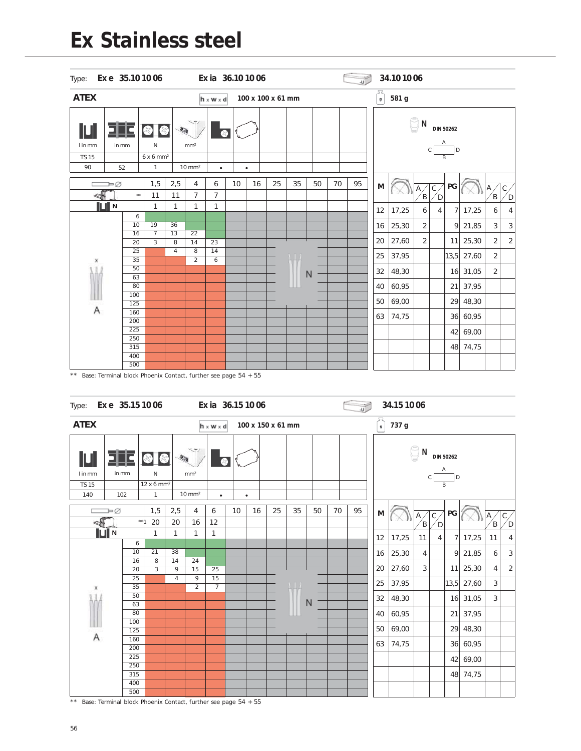# Ex Stainless steel

Type: **Ex e 35.10 10 06** **Ex ia 36.10 10 06** **34.10 10 06**

**ATEX** h x w x d **100 x 100 x 61 mm** g **581 g**

| l in mm | in mm | N | mm² | | |
|---|---|---|---|---|---|
| TS 15 | | 6 x 6 mm² | | | |
| 90 | 52 | 1 | 10 mm² | • | • |

N DIN 50262

| Ø | 1,5 | 2,5 | 4 | 6 | 10 | 16 | 25 | 35 | 50 | 70 | 95 |
|---|---|---|---|---|---|---|---|---|---|---|---|
| ** | 11 | 11 | 7 | 7 | | | | | | | |
| N | 1 | 1 | 1 | 1 | | | | | | | |
| A 6 | | | | | | | | | | | |
| 10 | 19 | 36 | | | | | | | | | |
| 16 | 7 | 13 | 22 | | | | | | | | |
| 20 | 3 | 8 | 14 | 23 | | | | | | | |
| 25 | | 4 | 8 | 14 | | | | | | | |
| 35 | | | 2 | 6 | | | | | | | |
| 50 | | | | | | | | | | | |
| 63 | | | | | | | | | | | |
| 80 | | | | | | | | | | | |
| 100 | | | | | | | | | | | |
| 125 | | | | | | | | | | | |
| 160 | | | | | | | | | | | |
| 200 | | | | | | | | | | | |
| 225 | | | | | | | | | | | |
| 250 | | | | | | | | | | | |
| 315 | | | | | | | | | | | |
| 400 | | | | | | | | | | | |
| 500 | | | | | | | | | | | |

| M | | A/B | C/D | PG | | A/B | C/D |
|---|---|---|---|---|---|---|---|
| 12 | 17,25 | 6 | 4 | 7 | 17,25 | 6 | 4 |
| 16 | 25,30 | 2 | | 9 | 21,85 | 3 | 3 |
| 20 | 27,60 | 2 | | 11 | 25,30 | 2 | 2 |
| 25 | 37,95 | | | 13,5 | 27,60 | 2 | |
| 32 | 48,30 | | | 16 | 31,05 | 2 | |
| 40 | 60,95 | | | 21 | 37,95 | | |
| 50 | 69,00 | | | 29 | 48,30 | | |
| 63 | 74,75 | | | 36 | 60,95 | | |
| | | | | 42 | 69,00 | | |
| | | | | 48 | 74,75 | | |

** Base: Terminal block Phoenix Contact, further see page 54 + 55

Type: **Ex e 35.15 10 06** **Ex ia 36.15 10 06** **34.15 10 06**

**ATEX** h x w x d **100 x 150 x 61 mm** g **737 g**

| l in mm | in mm | N | mm² | | |
|---|---|---|---|---|---|
| TS 15 | | 12 x 6 mm² | | | |
| 140 | 102 | 1 | 10 mm² | • | • |

N DIN 50262

| Ø | 1,5 | 2,5 | 4 | 6 | 10 | 16 | 25 | 35 | 50 | 70 | 95 |
|---|---|---|---|---|---|---|---|---|---|---|---|
| ** | 20 | 20 | 16 | 12 | | | | | | | |
| N | 1 | 1 | 1 | 1 | | | | | | | |
| A 6 | | | | | | | | | | | |
| 10 | 21 | 38 | | | | | | | | | |
| 16 | 8 | 14 | 24 | | | | | | | | |
| 20 | 3 | 9 | 15 | 25 | | | | | | | |
| 25 | | 4 | 9 | 15 | | | | | | | |
| 35 | | | 2 | 7 | | | | | | | |
| 50 | | | | | | | | | | | |
| 63 | | | | | | | | | | | |
| 80 | | | | | | | | | | | |
| 100 | | | | | | | | | | | |
| 125 | | | | | | | | | | | |
| 160 | | | | | | | | | | | |
| 200 | | | | | | | | | | | |
| 225 | | | | | | | | | | | |
| 250 | | | | | | | | | | | |
| 315 | | | | | | | | | | | |
| 400 | | | | | | | | | | | |
| 500 | | | | | | | | | | | |

| M | | A/B | C/D | PG | | A/B | C/D |
|---|---|---|---|---|---|---|---|
| 12 | 17,25 | 11 | 4 | 7 | 17,25 | 11 | 4 |
| 16 | 25,30 | 4 | | 9 | 21,85 | 6 | 3 |
| 20 | 27,60 | 3 | | 11 | 25,30 | 4 | 2 |
| 25 | 37,95 | | | 13,5 | 27,60 | 3 | |
| 32 | 48,30 | | | 16 | 31,05 | 3 | |
| 40 | 60,95 | | | 21 | 37,95 | | |
| 50 | 69,00 | | | 29 | 48,30 | | |
| 63 | 74,75 | | | 36 | 60,95 | | |
| | | | | 42 | 69,00 | | |
| | | | | 48 | 74,75 | | |

** Base: Terminal block Phoenix Contact, further see page 54 + 55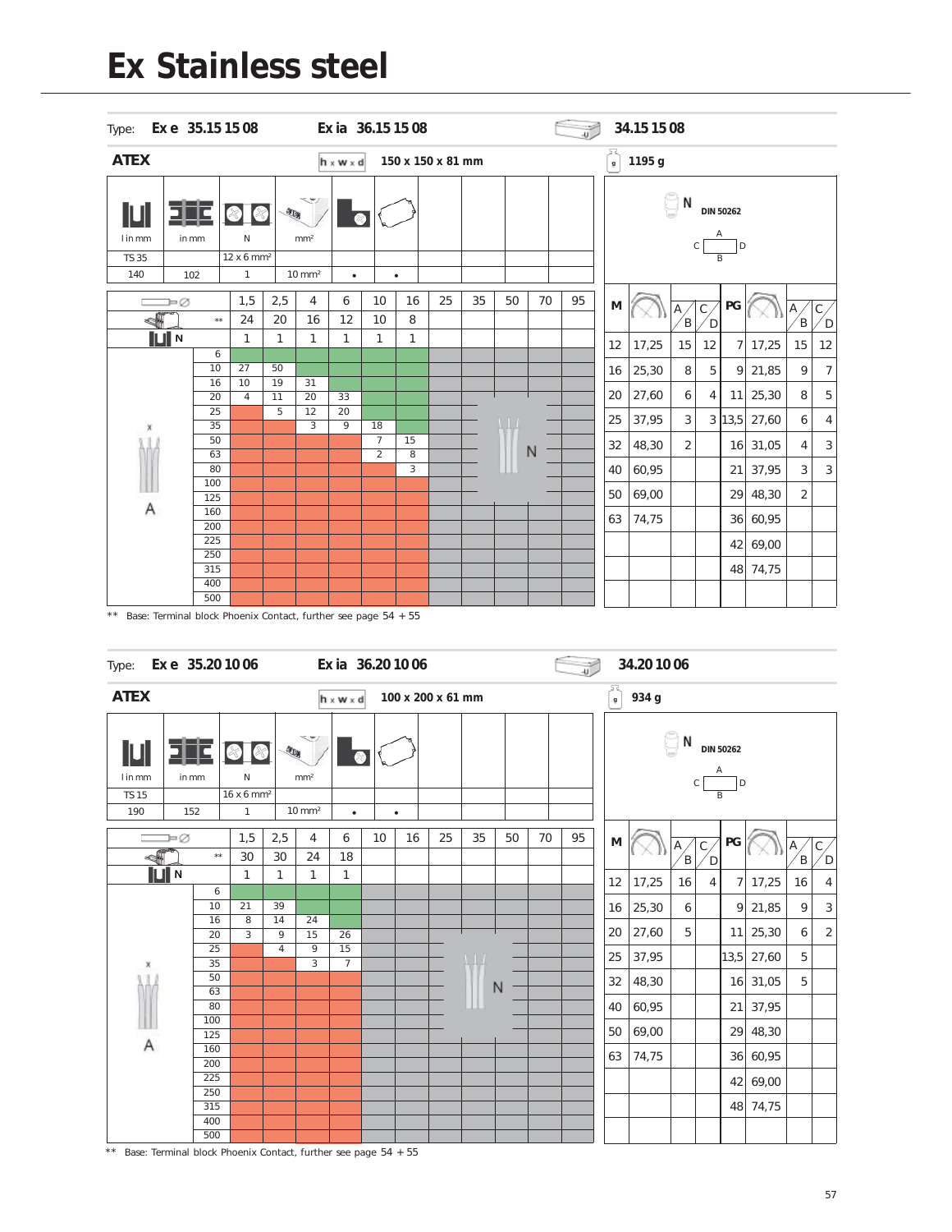# Ex Stainless steel

Type: **Ex e 35.15 15 08** **Ex ia 36.15 15 08** **34.15 15 08**

**ATEX** h x w x d **150 x 150 x 81 mm** g **1195 g**

| l in mm | in mm | N | mm² | | | | | | |
|---|---|---|---|---|---|---|---|---|---|
| TS 35 | | 12 x 6 mm² | | | | | | | |
| 140 | 102 | 1 | 10 mm² | • | • | | | | |

N DIN 50262

| | | 1,5 | 2,5 | 4 | 6 | 10 | 16 | 25 | 35 | 50 | 70 | 95 |
|---|---|---|---|---|---|---|---|---|---|---|---|---|
| ** | | 24 | 20 | 16 | 12 | 10 | 8 | | | | | |
| N | | 1 | 1 | 1 | 1 | 1 | 1 | | | | | |
| A | 6 | | | | | | | | | | | |
| | 10 | 27 | 50 | | | | | | | | | |
| | 16 | 10 | 19 | 31 | | | | | | | | |
| | 20 | 4 | 11 | 20 | 33 | | | | | | | |
| | 25 | | 5 | 12 | 20 | | | | | | | |
| | 35 | | | 3 | 9 | 18 | | | | | | |
| | 50 | | | | | 7 | 15 | | | | | |
| | 63 | | | | | 2 | 8 | | | | | |
| | 80 | | | | | | 3 | | | | | |
| | 100 | | | | | | | | | | | |
| | 125 | | | | | | | | | | | |
| | 160 | | | | | | | | | | | |
| | 200 | | | | | | | | | | | |
| | 225 | | | | | | | | | | | |
| | 250 | | | | | | | | | | | |
| | 315 | | | | | | | | | | | |
| | 400 | | | | | | | | | | | |
| | 500 | | | | | | | | | | | |

| M | | A/B | C/D | PG | | A/B | C/D |
|---|---|---|---|---|---|---|---|
| 12 | 17,25 | 15 | 12 | 7 | 17,25 | 15 | 12 |
| 16 | 25,30 | 8 | 5 | 9 | 21,85 | 9 | 7 |
| 20 | 27,60 | 6 | 4 | 11 | 25,30 | 8 | 5 |
| 25 | 37,95 | 3 | 3 | 13,5 | 27,60 | 6 | 4 |
| 32 | 48,30 | 2 | | 16 | 31,05 | 4 | 3 |
| 40 | 60,95 | | | 21 | 37,95 | 3 | 3 |
| 50 | 69,00 | | | 29 | 48,30 | 2 | |
| 63 | 74,75 | | | 36 | 60,95 | | |
| | | | | 42 | 69,00 | | |
| | | | | 48 | 74,75 | | |

** Base: Terminal block Phoenix Contact, further see page 54 + 55

Type: **Ex e 35.20 10 06** **Ex ia 36.20 10 06** **34.20 10 06**

**ATEX** h x w x d **100 x 200 x 61 mm** g **934 g**

| l in mm | in mm | N | mm² | | | | | | |
|---|---|---|---|---|---|---|---|---|---|
| TS 15 | | 16 x 6 mm² | | | | | | | |
| 190 | 152 | 1 | 10 mm² | • | • | | | | |

N DIN 50262

| | | 1,5 | 2,5 | 4 | 6 | 10 | 16 | 25 | 35 | 50 | 70 | 95 |
|---|---|---|---|---|---|---|---|---|---|---|---|---|
| ** | | 30 | 30 | 24 | 18 | | | | | | | |
| N | | 1 | 1 | 1 | 1 | | | | | | | |
| A | 6 | | | | | | | | | | | |
| | 10 | 21 | 39 | | | | | | | | | |
| | 16 | 8 | 14 | 24 | | | | | | | | |
| | 20 | 3 | 9 | 15 | 26 | | | | | | | |
| | 25 | | 4 | 9 | 15 | | | | | | | |
| | 35 | | | 3 | 7 | | | | | | | |
| | 50 | | | | | | | | | | | |
| | 63 | | | | | | | | | | | |
| | 80 | | | | | | | | | | | |
| | 100 | | | | | | | | | | | |
| | 125 | | | | | | | | | | | |
| | 160 | | | | | | | | | | | |
| | 200 | | | | | | | | | | | |
| | 225 | | | | | | | | | | | |
| | 250 | | | | | | | | | | | |
| | 315 | | | | | | | | | | | |
| | 400 | | | | | | | | | | | |
| | 500 | | | | | | | | | | | |

| M | | A/B | C/D | PG | | A/B | C/D |
|---|---|---|---|---|---|---|---|
| 12 | 17,25 | 16 | 4 | 7 | 17,25 | 16 | 4 |
| 16 | 25,30 | 6 | | 9 | 21,85 | 9 | 3 |
| 20 | 27,60 | 5 | | 11 | 25,30 | 6 | 2 |
| 25 | 37,95 | | | 13,5 | 27,60 | 5 | |
| 32 | 48,30 | | | 16 | 31,05 | 5 | |
| 40 | 60,95 | | | 21 | 37,95 | | |
| 50 | 69,00 | | | 29 | 48,30 | | |
| 63 | 74,75 | | | 36 | 60,95 | | |
| | | | | 42 | 69,00 | | |
| | | | | 48 | 74,75 | | |

** Base: Terminal block Phoenix Contact, further see page 54 + 55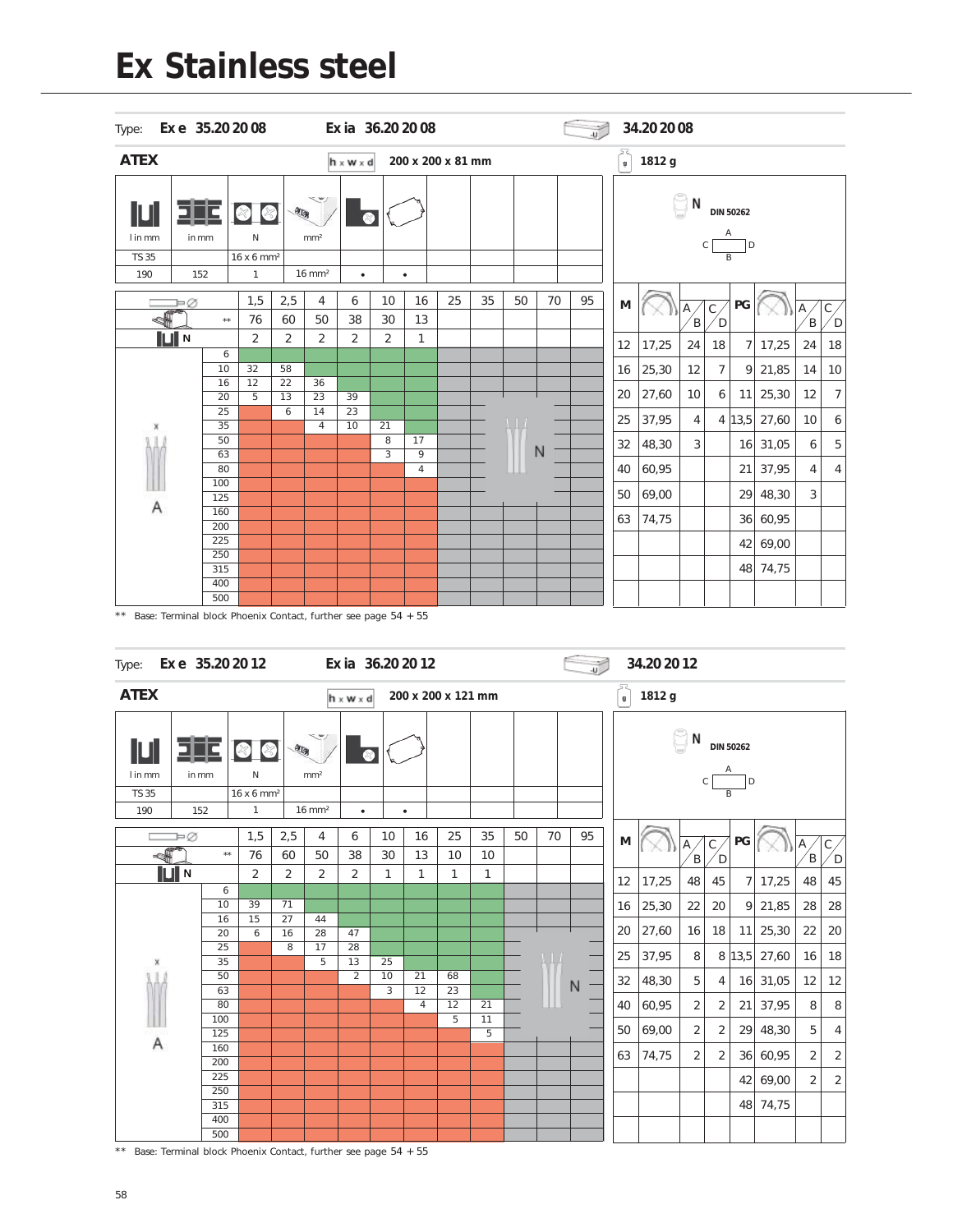# Ex Stainless steel

Type: **Ex e 35.20 20 08** **Ex ia 36.20 20 08** **34.20 20 08**

**ATEX** h x w x d **200 x 200 x 81 mm** g **1812 g**

| l in mm | in mm | N | mm² | | | | | | |
|---|---|---|---|---|---|---|---|---|---|
| TS 35 | | 16 x 6 mm² | | | | | | | |
| 190 | 152 | 1 | 16 mm² | • | • | | | | |

N DIN 50262

| Ø | 1,5 | 2,5 | 4 | 6 | 10 | 16 | 25 | 35 | 50 | 70 | 95 |
|---|---|---|---|---|---|---|---|---|---|---|---|
| ** | 76 | 60 | 50 | 38 | 30 | 13 | | | | | |
| N | 2 | 2 | 2 | 2 | 2 | 1 | | | | | |
| A 6 | | | | | | | | | | | |
| 10 | 32 | 58 | | | | | | | | | |
| 16 | 12 | 22 | 36 | | | | | | | | |
| 20 | 5 | 13 | 23 | 39 | | | | | | | |
| 25 | | 6 | 14 | 23 | | | | | | | |
| 35 | | | 4 | 10 | 21 | | | | | | |
| 50 | | | | | 8 | 17 | | | N | | |
| 63 | | | | | 3 | 9 | | | | | |
| 80 | | | | | | 4 | | | | | |
| 100 | | | | | | | | | | | |
| 125 | | | | | | | | | | | |
| 160 | | | | | | | | | | | |
| 200 | | | | | | | | | | | |
| 225 | | | | | | | | | | | |
| 250 | | | | | | | | | | | |
| 315 | | | | | | | | | | | |
| 400 | | | | | | | | | | | |
| 500 | | | | | | | | | | | |

| M | | A/B | C/D | PG | | A/B | C/D |
|---|---|---|---|---|---|---|---|
| 12 | 17,25 | 24 | 18 | 7 | 17,25 | 24 | 18 |
| 16 | 25,30 | 12 | 7 | 9 | 21,85 | 14 | 10 |
| 20 | 27,60 | 10 | 6 | 11 | 25,30 | 12 | 7 |
| 25 | 37,95 | 4 | 4 | 13,5 | 27,60 | 10 | 6 |
| 32 | 48,30 | 3 | | 16 | 31,05 | 6 | 5 |
| 40 | 60,95 | | | 21 | 37,95 | 4 | 4 |
| 50 | 69,00 | | | 29 | 48,30 | 3 | |
| 63 | 74,75 | | | 36 | 60,95 | | |
| | | | | 42 | 69,00 | | |
| | | | | 48 | 74,75 | | |

** Base: Terminal block Phoenix Contact, further see page 54 + 55

Type: **Ex e 35.20 20 12** **Ex ia 36.20 20 12** **34.20 20 12**

**ATEX** h x w x d **200 x 200 x 121 mm** g **1812 g**

| l in mm | in mm | N | mm² | | | | | | |
|---|---|---|---|---|---|---|---|---|---|
| TS 35 | | 16 x 6 mm² | | | | | | | |
| 190 | 152 | 1 | 16 mm² | • | • | | | | |

N DIN 50262

| Ø | 1,5 | 2,5 | 4 | 6 | 10 | 16 | 25 | 35 | 50 | 70 | 95 |
|---|---|---|---|---|---|---|---|---|---|---|---|
| ** | 76 | 60 | 50 | 38 | 30 | 13 | 10 | 10 | | | |
| N | 2 | 2 | 2 | 2 | 1 | 1 | 1 | 1 | | | |
| A 6 | | | | | | | | | | | |
| 10 | 39 | 71 | | | | | | | | | |
| 16 | 15 | 27 | 44 | | | | | | | | |
| 20 | 6 | 16 | 28 | 47 | | | | | | | |
| 25 | | 8 | 17 | 28 | | | | | | | |
| 35 | | | 5 | 13 | 25 | | | | | | |
| 50 | | | | 2 | 10 | 21 | 68 | | | N | |
| 63 | | | | | 3 | 12 | 23 | | | | |
| 80 | | | | | | 4 | 12 | 21 | | | |
| 100 | | | | | | | 5 | 11 | | | |
| 125 | | | | | | | | 5 | | | |
| 160 | | | | | | | | | | | |
| 200 | | | | | | | | | | | |
| 225 | | | | | | | | | | | |
| 250 | | | | | | | | | | | |
| 315 | | | | | | | | | | | |
| 400 | | | | | | | | | | | |
| 500 | | | | | | | | | | | |

| M | | A/B | C/D | PG | | A/B | C/D |
|---|---|---|---|---|---|---|---|
| 12 | 17,25 | 48 | 45 | 7 | 17,25 | 48 | 45 |
| 16 | 25,30 | 22 | 20 | 9 | 21,85 | 28 | 28 |
| 20 | 27,60 | 16 | 18 | 11 | 25,30 | 22 | 20 |
| 25 | 37,95 | 8 | 8 | 13,5 | 27,60 | 16 | 18 |
| 32 | 48,30 | 5 | 4 | 16 | 31,05 | 12 | 12 |
| 40 | 60,95 | 2 | 2 | 21 | 37,95 | 8 | 8 |
| 50 | 69,00 | 2 | 2 | 29 | 48,30 | 5 | 4 |
| 63 | 74,75 | 2 | 2 | 36 | 60,95 | 2 | 2 |
| | | | | 42 | 69,00 | 2 | 2 |
| | | | | 48 | 74,75 | | |

** Base: Terminal block Phoenix Contact, further see page 54 + 55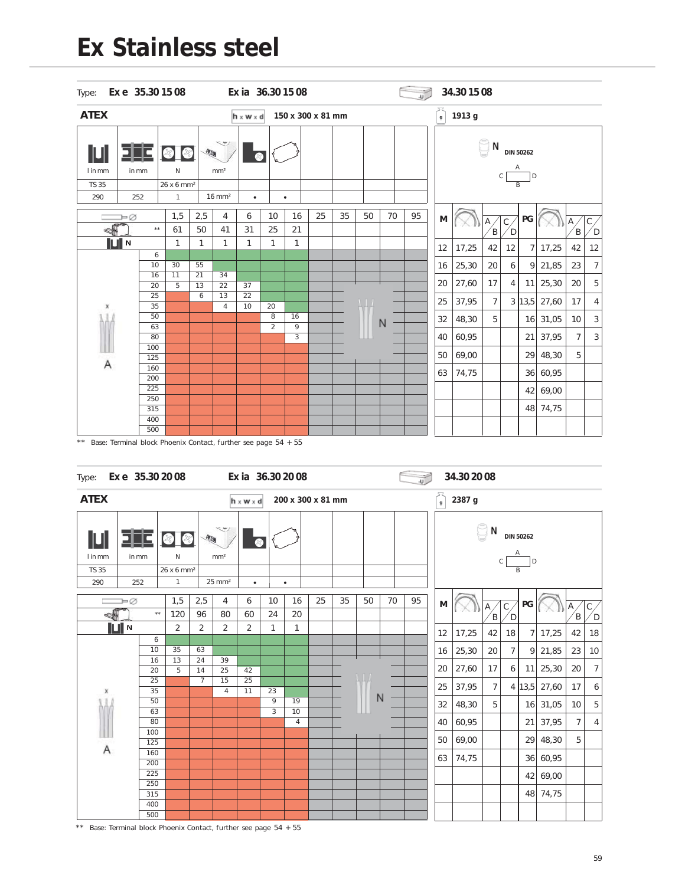# Ex Stainless steel

Type: **Ex e 35.30 15 08** **Ex ia 36.30 15 08** **34.30 15 08**

**ATEX** h x w x d **150 x 300 x 81 mm** g **1913 g**

| l in mm | in mm | N | mm² | | | | | | |
|---|---|---|---|---|---|---|---|---|---|
| TS 35 | | 26 x 6 mm² | | | | | | | |
| 290 | 252 | 1 | 16 mm² | • | • | | | | |

N DIN 50262

| | 1,5 | 2,5 | 4 | 6 | 10 | 16 | 25 | 35 | 50 | 70 | 95 |
|---|---|---|---|---|---|---|---|---|---|---|---|
| ** | 61 | 50 | 41 | 31 | 25 | 21 | | | | | |
| N | 1 | 1 | 1 | 1 | 1 | 1 | | | | | |
| 6 | | | | | | | | | | | |
| 10 | 30 | 55 | | | | | | | | | |
| 16 | 11 | 21 | 34 | | | | | | | | |
| 20 | 5 | 13 | 22 | 37 | | | | | | | |
| 25 | | 6 | 13 | 22 | | | | | | | |
| 35 | | | 4 | 10 | 20 | | | | | | |
| 50 | | | | | 8 | 16 | | | | | |
| 63 | | | | | 2 | 9 | | | | | |
| 80 | | | | | | 3 | | | | | |
| 100 | | | | | | | | | | | |
| 125 | | | | | | | | | | | |
| 160 | | | | | | | | | | | |
| 200 | | | | | | | | | | | |
| 225 | | | | | | | | | | | |
| 250 | | | | | | | | | | | |
| 315 | | | | | | | | | | | |
| 400 | | | | | | | | | | | |
| 500 | | | | | | | | | | | |

| M | | A/B | C/D | PG | | A/B | C/D |
|---|---|---|---|---|---|---|---|
| 12 | 17,25 | 42 | 12 | 7 | 17,25 | 42 | 12 |
| 16 | 25,30 | 20 | 6 | 9 | 21,85 | 23 | 7 |
| 20 | 27,60 | 17 | 4 | 11 | 25,30 | 20 | 5 |
| 25 | 37,95 | 7 | 3 | 13,5 | 27,60 | 17 | 4 |
| 32 | 48,30 | 5 | | 16 | 31,05 | 10 | 3 |
| 40 | 60,95 | | | 21 | 37,95 | 7 | 3 |
| 50 | 69,00 | | | 29 | 48,30 | 5 | |
| 63 | 74,75 | | | 36 | 60,95 | | |
| | | | | 42 | 69,00 | | |
| | | | | 48 | 74,75 | | |

** Base: Terminal block Phoenix Contact, further see page 54 + 55

Type: **Ex e 35.30 20 08** **Ex ia 36.30 20 08** **34.30 20 08**

**ATEX** h x w x d **200 x 300 x 81 mm** g **2387 g**

| l in mm | in mm | N | mm² | | | | | | |
|---|---|---|---|---|---|---|---|---|---|
| TS 35 | | 26 x 6 mm² | | | | | | | |
| 290 | 252 | 1 | 25 mm² | • | • | | | | |

N DIN 50262

| | 1,5 | 2,5 | 4 | 6 | 10 | 16 | 25 | 35 | 50 | 70 | 95 |
|---|---|---|---|---|---|---|---|---|---|---|---|
| ** | 120 | 96 | 80 | 60 | 24 | 20 | | | | | |
| N | 2 | 2 | 2 | 2 | 1 | 1 | | | | | |
| 6 | | | | | | | | | | | |
| 10 | 35 | 63 | | | | | | | | | |
| 16 | 13 | 24 | 39 | | | | | | | | |
| 20 | 5 | 14 | 25 | 42 | | | | | | | |
| 25 | | 7 | 15 | 25 | | | | | | | |
| 35 | | | 4 | 11 | 23 | | | | | | |
| 50 | | | | | 9 | 19 | | | | | |
| 63 | | | | | 3 | 10 | | | | | |
| 80 | | | | | | 4 | | | | | |
| 100 | | | | | | | | | | | |
| 125 | | | | | | | | | | | |
| 160 | | | | | | | | | | | |
| 200 | | | | | | | | | | | |
| 225 | | | | | | | | | | | |
| 250 | | | | | | | | | | | |
| 315 | | | | | | | | | | | |
| 400 | | | | | | | | | | | |
| 500 | | | | | | | | | | | |

| M | | A/B | C/D | PG | | A/B | C/D |
|---|---|---|---|---|---|---|---|
| 12 | 17,25 | 42 | 18 | 7 | 17,25 | 42 | 18 |
| 16 | 25,30 | 20 | 7 | 9 | 21,85 | 23 | 10 |
| 20 | 27,60 | 17 | 6 | 11 | 25,30 | 20 | 7 |
| 25 | 37,95 | 7 | 4 | 13,5 | 27,60 | 17 | 6 |
| 32 | 48,30 | 5 | | 16 | 31,05 | 10 | 5 |
| 40 | 60,95 | | | 21 | 37,95 | 7 | 4 |
| 50 | 69,00 | | | 29 | 48,30 | 5 | |
| 63 | 74,75 | | | 36 | 60,95 | | |
| | | | | 42 | 69,00 | | |
| | | | | 48 | 74,75 | | |

** Base: Terminal block Phoenix Contact, further see page 54 + 55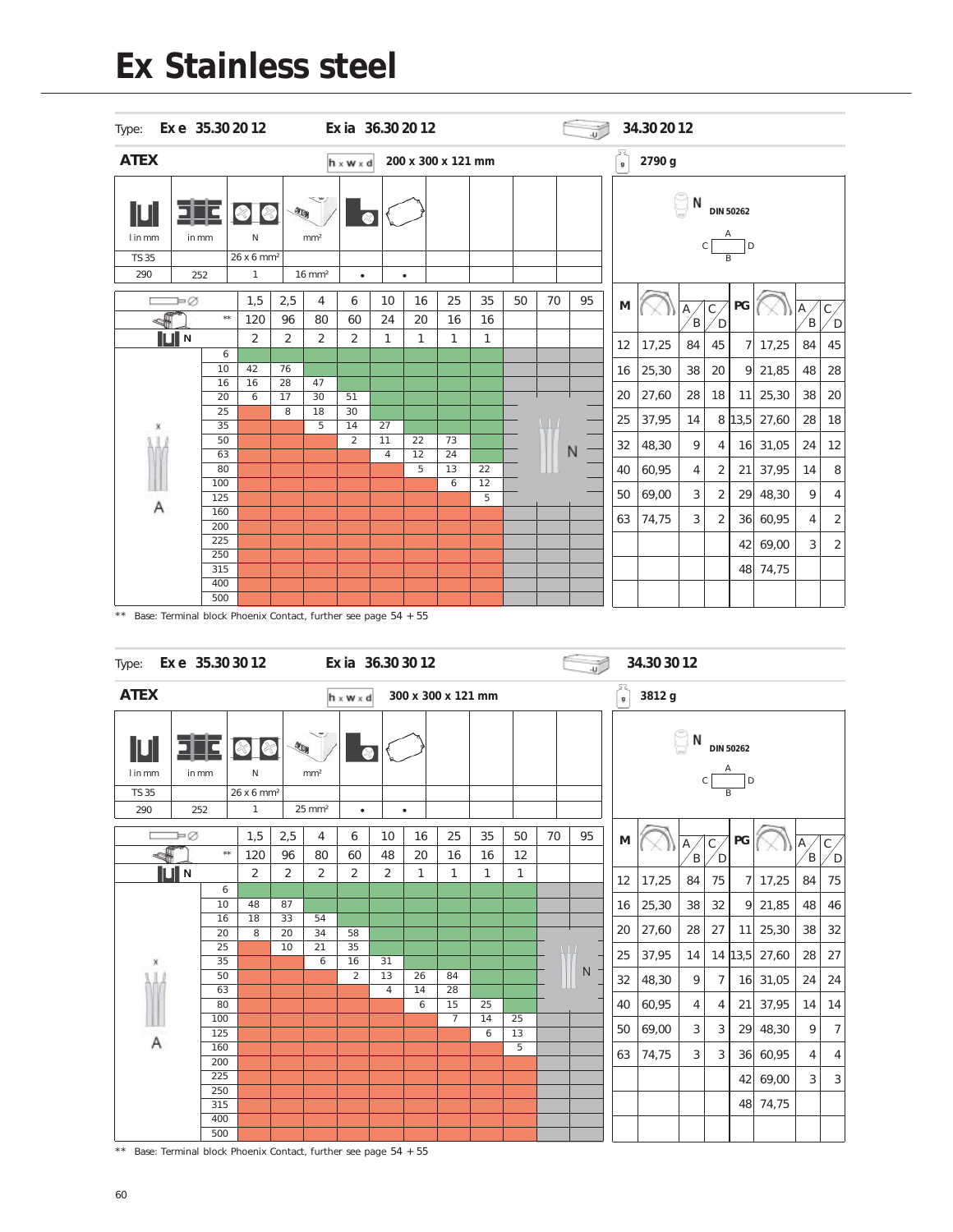# Ex Stainless steel

Type: **Ex e 35.30 20 12** **Ex ia 36.30 20 12** **34.30 20 12**

**ATEX** h x w x d **200 x 300 x 121 mm** g **2790 g**

| l in mm | in mm | N | mm² | | | | | | |
|---|---|---|---|---|---|---|---|---|---|
| TS 35 | | 26 x 6 mm² | | | | | | | |
| 290 | 252 | 1 | 16 mm² | • | • | | | | |

N DIN 50262

| Ø | 1,5 | 2,5 | 4 | 6 | 10 | 16 | 25 | 35 | 50 | 70 | 95 |
|---|---|---|---|---|---|---|---|---|---|---|---|
| ** | 120 | 96 | 80 | 60 | 24 | 20 | 16 | 16 | | | |
| N | 2 | 2 | 2 | 2 | 1 | 1 | 1 | 1 | | | |
| 6 | | | | | | | | | | | |
| 10 | 42 | 76 | | | | | | | | | |
| 16 | 16 | 28 | 47 | | | | | | | | |
| 20 | 6 | 17 | 30 | 51 | | | | | | | |
| 25 | | 8 | 18 | 30 | | | | | | | |
| 35 | | | 5 | 14 | 27 | | | | | | |
| 50 | | | | 2 | 11 | 22 | 73 | | | | |
| 63 | | | | | 4 | 12 | 24 | | | | |
| 80 | | | | | | 5 | 13 | 22 | | | |
| 100 | | | | | | | 6 | 12 | | | |
| 125 | | | | | | | | 5 | | | |
| 160 | | | | | | | | | | | |
| 200 | | | | | | | | | | | |
| 225 | | | | | | | | | | | |
| 250 | | | | | | | | | | | |
| 315 | | | | | | | | | | | |
| 400 | | | | | | | | | | | |
| 500 | | | | | | | | | | | |

| M | | A/B | C/D | PG | | A/B | C/D |
|---|---|---|---|---|---|---|---|
| 12 | 17,25 | 84 | 45 | 7 | 17,25 | 84 | 45 |
| 16 | 25,30 | 38 | 20 | 9 | 21,85 | 48 | 28 |
| 20 | 27,60 | 28 | 18 | 11 | 25,30 | 38 | 20 |
| 25 | 37,95 | 14 | 8 | 13,5 | 27,60 | 28 | 18 |
| 32 | 48,30 | 9 | 4 | 16 | 31,05 | 24 | 12 |
| 40 | 60,95 | 4 | 2 | 21 | 37,95 | 14 | 8 |
| 50 | 69,00 | 3 | 2 | 29 | 48,30 | 9 | 4 |
| 63 | 74,75 | 3 | 2 | 36 | 60,95 | 4 | 2 |
| | | | | 42 | 69,00 | 3 | 2 |
| | | | | 48 | 74,75 | | |

** Base: Terminal block Phoenix Contact, further see page 54 + 55

Type: **Ex e 35.30 30 12** **Ex ia 36.30 30 12** **34.30 30 12**

**ATEX** h x w x d **300 x 300 x 121 mm** g **3812 g**

| l in mm | in mm | N | mm² | | | | | | |
|---|---|---|---|---|---|---|---|---|---|
| TS 35 | | 26 x 6 mm² | | | | | | | |
| 290 | 252 | 1 | 25 mm² | • | • | | | | |

N DIN 50262

| Ø | 1,5 | 2,5 | 4 | 6 | 10 | 16 | 25 | 35 | 50 | 70 | 95 |
|---|---|---|---|---|---|---|---|---|---|---|---|
| ** | 120 | 96 | 80 | 60 | 48 | 20 | 16 | 16 | 12 | | |
| N | 2 | 2 | 2 | 2 | 2 | 1 | 1 | 1 | 1 | | |
| 6 | | | | | | | | | | | |
| 10 | 48 | 87 | | | | | | | | | |
| 16 | 18 | 33 | 54 | | | | | | | | |
| 20 | 8 | 20 | 34 | 58 | | | | | | | |
| 25 | | 10 | 21 | 35 | | | | | | | |
| 35 | | | 6 | 16 | 31 | | | | | | |
| 50 | | | | 2 | 13 | 26 | 84 | | | | |
| 63 | | | | | 4 | 14 | 28 | | | | |
| 80 | | | | | | 6 | 15 | 25 | | | |
| 100 | | | | | | | 7 | 14 | 25 | | |
| 125 | | | | | | | | 6 | 13 | | |
| 160 | | | | | | | | | 5 | | |
| 200 | | | | | | | | | | | |
| 225 | | | | | | | | | | | |
| 250 | | | | | | | | | | | |
| 315 | | | | | | | | | | | |
| 400 | | | | | | | | | | | |
| 500 | | | | | | | | | | | |

| M | | A/B | C/D | PG | | A/B | C/D |
|---|---|---|---|---|---|---|---|
| 12 | 17,25 | 84 | 75 | 7 | 17,25 | 84 | 75 |
| 16 | 25,30 | 38 | 32 | 9 | 21,85 | 48 | 46 |
| 20 | 27,60 | 28 | 27 | 11 | 25,30 | 38 | 32 |
| 25 | 37,95 | 14 | 14 | 13,5 | 27,60 | 28 | 27 |
| 32 | 48,30 | 9 | 7 | 16 | 31,05 | 24 | 24 |
| 40 | 60,95 | 4 | 4 | 21 | 37,95 | 14 | 14 |
| 50 | 69,00 | 3 | 3 | 29 | 48,30 | 9 | 7 |
| 63 | 74,75 | 3 | 3 | 36 | 60,95 | 4 | 4 |
| | | | | 42 | 69,00 | 3 | 3 |
| | | | | 48 | 74,75 | | |

** Base: Terminal block Phoenix Contact, further see page 54 + 55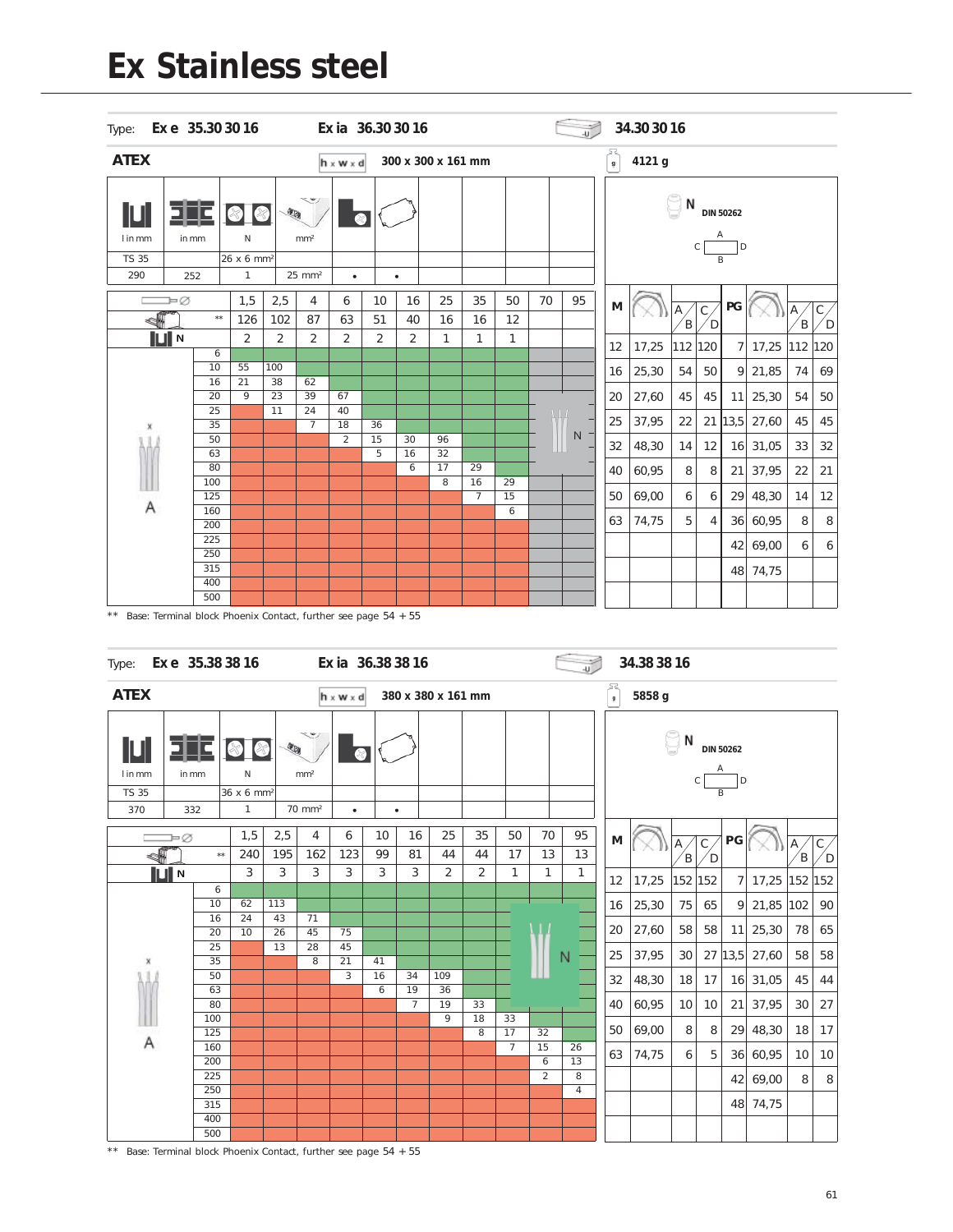# Ex Stainless steel

Type: **Ex e 35.30 30 16** **Ex ia 36.30 30 16** **34.30 30 16**

**ATEX** h x w x d **300 x 300 x 161 mm** g **4121 g**

| l in mm | in mm | N | mm² | | | | | | |
|---|---|---|---|---|---|---|---|---|---|
| TS 35 | | 26 x 6 mm² | | | | | | | |
| 290 | 252 | 1 | 25 mm² | • | • | | | | |

| ∅ | 1,5 | 2,5 | 4 | 6 | 10 | 16 | 25 | 35 | 50 | 70 | 95 |
|---|---|---|---|---|---|---|---|---|---|---|---|
| ** | 126 | 102 | 87 | 63 | 51 | 40 | 16 | 16 | 12 | | |
| N | 2 | 2 | 2 | 2 | 2 | 2 | 1 | 1 | 1 | | |
| 6 | | | | | | | | | | | |
| 10 | 55 | 100 | | | | | | | | | |
| 16 | 21 | 38 | 62 | | | | | | | | |
| 20 | 9 | 23 | 39 | 67 | | | | | | | |
| 25 | | 11 | 24 | 40 | | | | | | | |
| 35 | | | 7 | 18 | 36 | | | | | | |
| 50 | | | | 2 | 15 | 30 | 96 | | | | |
| 63 | | | | | 5 | 16 | 32 | | | | |
| 80 | | | | | | 6 | 17 | 29 | | | |
| 100 | | | | | | | 8 | 16 | 29 | | |
| 125 | | | | | | | | 7 | 15 | | |
| 160 | | | | | | | | | 6 | | |
| 200 | | | | | | | | | | | |
| 225 | | | | | | | | | | | |
| 250 | | | | | | | | | | | |
| 315 | | | | | | | | | | | |
| 400 | | | | | | | | | | | |
| 500 | | | | | | | | | | | |

N DIN 50262

| M | | A/B | C/D | PG | | A/B | C/D |
|---|---|---|---|---|---|---|---|
| 12 | 17,25 | 112 | 120 | 7 | 17,25 | 112 | 120 |
| 16 | 25,30 | 54 | 50 | 9 | 21,85 | 74 | 69 |
| 20 | 27,60 | 45 | 45 | 11 | 25,30 | 54 | 50 |
| 25 | 37,95 | 22 | 21 | 13,5 | 27,60 | 45 | 45 |
| 32 | 48,30 | 14 | 12 | 16 | 31,05 | 33 | 32 |
| 40 | 60,95 | 8 | 8 | 21 | 37,95 | 22 | 21 |
| 50 | 69,00 | 6 | 6 | 29 | 48,30 | 14 | 12 |
| 63 | 74,75 | 5 | 4 | 36 | 60,95 | 8 | 8 |
| | | | | 42 | 69,00 | 6 | 6 |
| | | | | 48 | 74,75 | | |

** Base: Terminal block Phoenix Contact, further see page 54 + 55

Type: **Ex e 35.38 38 16** **Ex ia 36.38 38 16** **34.38 38 16**

**ATEX** h x w x d **380 x 380 x 161 mm** g **5858 g**

| l in mm | in mm | N | mm² | | | | | | |
|---|---|---|---|---|---|---|---|---|---|
| TS 35 | | 36 x 6 mm² | | | | | | | |
| 370 | 332 | 1 | 70 mm² | • | • | | | | |

| ∅ | 1,5 | 2,5 | 4 | 6 | 10 | 16 | 25 | 35 | 50 | 70 | 95 |
|---|---|---|---|---|---|---|---|---|---|---|---|
| ** | 240 | 195 | 162 | 123 | 99 | 81 | 44 | 44 | 17 | 13 | 13 |
| N | 3 | 3 | 3 | 3 | 3 | 3 | 2 | 2 | 1 | 1 | 1 |
| 6 | | | | | | | | | | | |
| 10 | 62 | 113 | | | | | | | | | |
| 16 | 24 | 43 | 71 | | | | | | | | |
| 20 | 10 | 26 | 45 | 75 | | | | | | | |
| 25 | | 13 | 28 | 45 | | | | | | | |
| 35 | | | 8 | 21 | 41 | | | | | | |
| 50 | | | | 3 | 16 | 34 | 109 | | | | |
| 63 | | | | | 6 | 19 | 36 | | | | |
| 80 | | | | | | 7 | 19 | 33 | | | |
| 100 | | | | | | | 9 | 18 | 33 | | |
| 125 | | | | | | | | 8 | 17 | 32 | |
| 160 | | | | | | | | | 7 | 15 | 26 |
| 200 | | | | | | | | | | 6 | 13 |
| 225 | | | | | | | | | | 2 | 8 |
| 250 | | | | | | | | | | | 4 |
| 315 | | | | | | | | | | | |
| 400 | | | | | | | | | | | |
| 500 | | | | | | | | | | | |

N DIN 50262

| M | | A/B | C/D | PG | | A/B | C/D |
|---|---|---|---|---|---|---|---|
| 12 | 17,25 | 152 | 152 | 7 | 17,25 | 152 | 152 |
| 16 | 25,30 | 75 | 65 | 9 | 21,85 | 102 | 90 |
| 20 | 27,60 | 58 | 58 | 11 | 25,30 | 78 | 65 |
| 25 | 37,95 | 30 | 27 | 13,5 | 27,60 | 58 | 58 |
| 32 | 48,30 | 18 | 17 | 16 | 31,05 | 45 | 44 |
| 40 | 60,95 | 10 | 10 | 21 | 37,95 | 30 | 27 |
| 50 | 69,00 | 8 | 8 | 29 | 48,30 | 18 | 17 |
| 63 | 74,75 | 6 | 5 | 36 | 60,95 | 10 | 10 |
| | | | | 42 | 69,00 | 8 | 8 |
| | | | | 48 | 74,75 | | |

** Base: Terminal block Phoenix Contact, further see page 54 + 55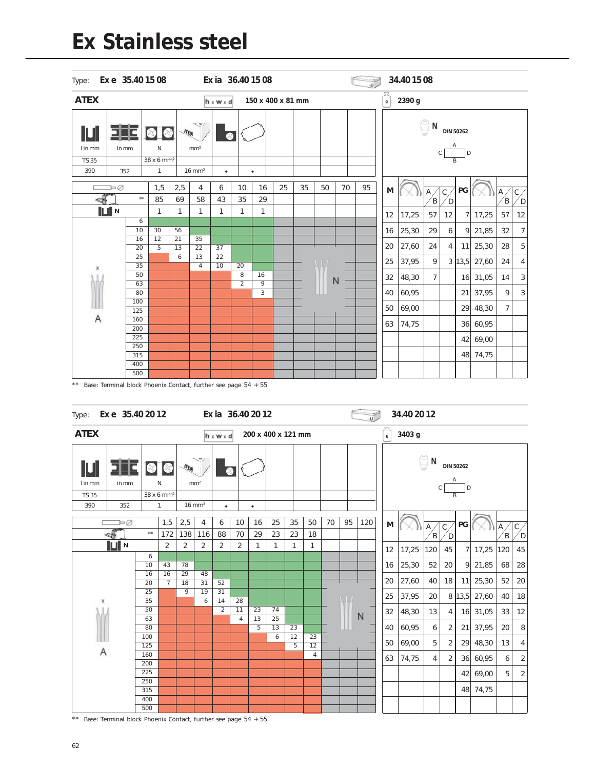# Ex Stainless steel

Type: **Ex e 35.40 15 08** **Ex ia 36.40 15 08** **34.40 15 08**

**ATEX** h x w x d **150 x 400 x 81 mm** **2390 g**

| l in mm | in mm | N | mm² | | |
|---|---|---|---|---|---|
| TS 35 | | 38 x 6 mm² | | | |
| 390 | 352 | 1 | 16 mm² | • | • |

| Ø | 1,5 | 2,5 | 4 | 6 | 10 | 16 | 25 | 35 | 50 | 70 | 95 |
|---|---|---|---|---|---|---|---|---|---|---|---|
| ** | 85 | 69 | 58 | 43 | 35 | 29 | | | | | |
| N | 1 | 1 | 1 | 1 | 1 | 1 | | | | | |
| 6 | | | | | | | | | | | |
| 10 | 30 | 56 | | | | | | | | | |
| 16 | 12 | 21 | 35 | | | | | | | | |
| 20 | 5 | 13 | 22 | 37 | | | | | | | |
| 25 | | 6 | 13 | 22 | | | | | | | |
| 35 | | | 4 | 10 | 20 | | | | | | |
| 50 | | | | | 8 | 16 | | | | | |
| 63 | | | | | 2 | 9 | | | | | |
| 80 | | | | | | 3 | | | | | |
| 100 | | | | | | | | | | | |
| 125 | | | | | | | | | | | |
| 160 | | | | | | | | | | | |
| 200 | | | | | | | | | | | |
| 225 | | | | | | | | | | | |
| 250 | | | | | | | | | | | |
| 315 | | | | | | | | | | | |
| 400 | | | | | | | | | | | |
| 500 | | | | | | | | | | | |

N DIN 50262

| M | | A/B | C/D | PG | | A/B | C/D |
|---|---|---|---|---|---|---|---|
| 12 | 17,25 | 57 | 12 | 7 | 17,25 | 57 | 12 |
| 16 | 25,30 | 29 | 6 | 9 | 21,85 | 32 | 7 |
| 20 | 27,60 | 24 | 4 | 11 | 25,30 | 28 | 5 |
| 25 | 37,95 | 9 | 3 | 13,5 | 27,60 | 24 | 4 |
| 32 | 48,30 | 7 | | 16 | 31,05 | 14 | 3 |
| 40 | 60,95 | | | 21 | 37,95 | 9 | 3 |
| 50 | 69,00 | | | 29 | 48,30 | 7 | |
| 63 | 74,75 | | | 36 | 60,95 | | |
| | | | | 42 | 69,00 | | |
| | | | | 48 | 74,75 | | |

** Base: Terminal block Phoenix Contact, further see page 54 + 55

Type: **Ex e 35.40 20 12** **Ex ia 36.40 20 12** **34.40 20 12**

**ATEX** h x w x d **200 x 400 x 121 mm** **3403 g**

| l in mm | in mm | N | mm² | | |
|---|---|---|---|---|---|
| TS 35 | | 38 x 6 mm² | | | |
| 390 | 352 | 1 | 16 mm² | • | • |

| Ø | 1,5 | 2,5 | 4 | 6 | 10 | 16 | 25 | 35 | 50 | 70 | 95 | 120 |
|---|---|---|---|---|---|---|---|---|---|---|---|---|
| ** | 172 | 138 | 116 | 88 | 70 | 29 | 23 | 23 | 18 | | | |
| N | 2 | 2 | 2 | 2 | 2 | 1 | 1 | 1 | 1 | | | |
| 6 | | | | | | | | | | | | |
| 10 | 43 | 78 | | | | | | | | | | |
| 16 | 16 | 29 | 48 | | | | | | | | | |
| 20 | 7 | 18 | 31 | 52 | | | | | | | | |
| 25 | | 9 | 19 | 31 | | | | | | | | |
| 35 | | | 6 | 14 | 28 | | | | | | | |
| 50 | | | | 2 | 11 | 23 | 74 | | | | | |
| 63 | | | | | 4 | 13 | 25 | | | | | |
| 80 | | | | | | 5 | 13 | 23 | | | | |
| 100 | | | | | | | 6 | 12 | 23 | | | |
| 125 | | | | | | | | 5 | 12 | | | |
| 160 | | | | | | | | | 4 | | | |
| 200 | | | | | | | | | | | | |
| 225 | | | | | | | | | | | | |
| 250 | | | | | | | | | | | | |
| 315 | | | | | | | | | | | | |
| 400 | | | | | | | | | | | | |
| 500 | | | | | | | | | | | | |

N DIN 50262

| M | | A/B | C/D | PG | | A/B | C/D |
|---|---|---|---|---|---|---|---|
| 12 | 17,25 | 120 | 45 | 7 | 17,25 | 120 | 45 |
| 16 | 25,30 | 52 | 20 | 9 | 21,85 | 68 | 28 |
| 20 | 27,60 | 40 | 18 | 11 | 25,30 | 52 | 20 |
| 25 | 37,95 | 20 | 8 | 13,5 | 27,60 | 40 | 18 |
| 32 | 48,30 | 13 | 4 | 16 | 31,05 | 33 | 12 |
| 40 | 60,95 | 6 | 2 | 21 | 37,95 | 20 | 8 |
| 50 | 69,00 | 5 | 2 | 29 | 48,30 | 13 | 4 |
| 63 | 74,75 | 4 | 2 | 36 | 60,95 | 6 | 2 |
| | | | | 42 | 69,00 | 5 | 2 |
| | | | | 48 | 74,75 | | |

** Base: Terminal block Phoenix Contact, further see page 54 + 55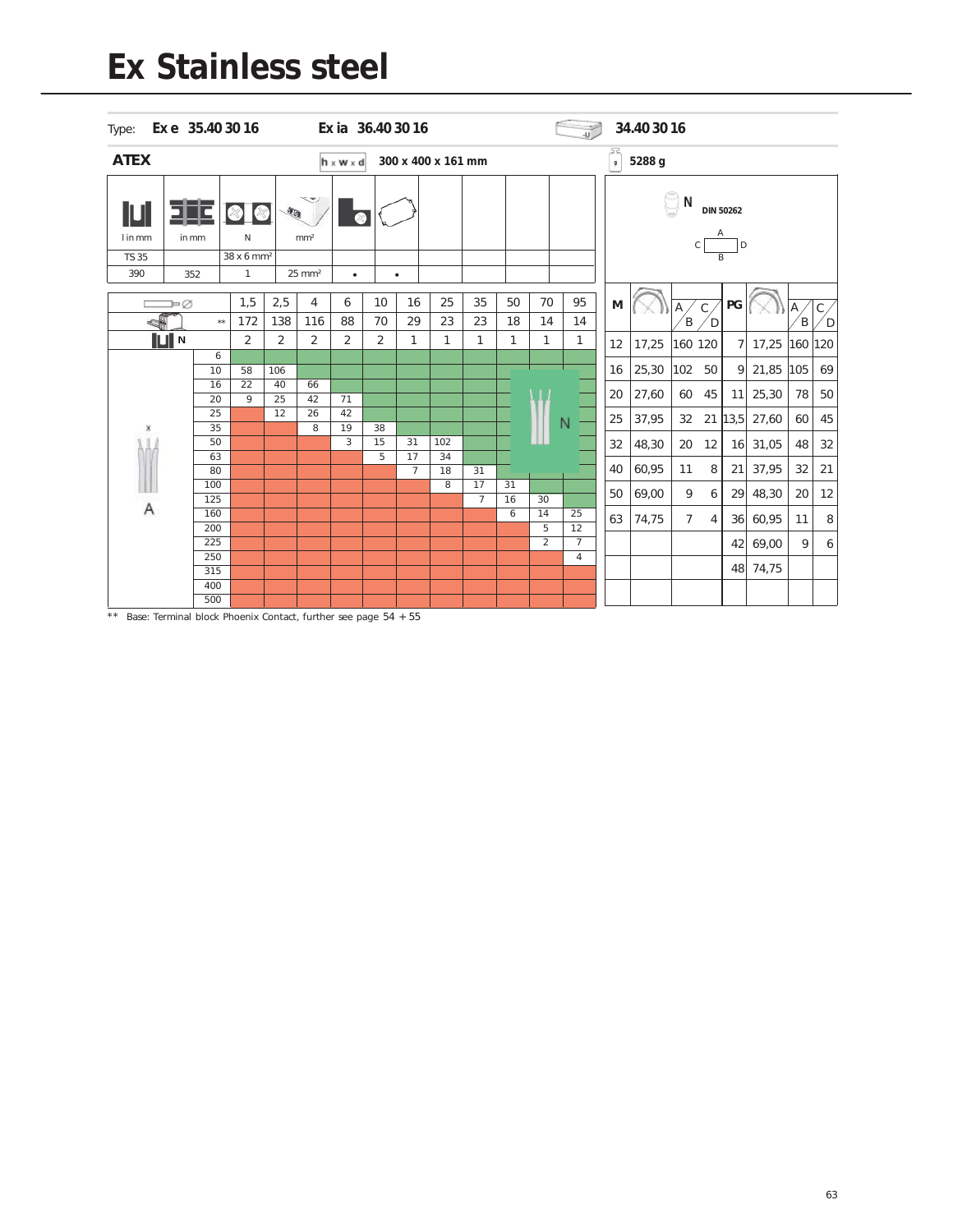# Ex Stainless steel

Type: **Ex e 35.40 30 16** **Ex ia 36.40 30 16** **34.40 30 16**

**ATEX** h x w x d **300 x 400 x 161 mm** **5288 g**

| l in mm | in mm | N | mm² | | | | | | |
|---|---|---|---|---|---|---|---|---|---|
| TS 35 | | 38 x 6 mm² | | | | | | | |
| 390 | 352 | 1 | 25 mm² | • | • | | | | |

N DIN 50262

| ∅ | | 1,5 | 2,5 | 4 | 6 | 10 | 16 | 25 | 35 | 50 | 70 | 95 |
|---|---|---|---|---|---|---|---|---|---|---|---|---|
| ** | | 172 | 138 | 116 | 88 | 70 | 29 | 23 | 23 | 18 | 14 | 14 |
| N | | 2 | 2 | 2 | 2 | 2 | 1 | 1 | 1 | 1 | 1 | 1 |
| A | 6 | | | | | | | | | | | |
| | 10 | 58 | 106 | | | | | | | | | |
| | 16 | 22 | 40 | 66 | | | | | | | | |
| | 20 | 9 | 25 | 42 | 71 | | | | | | | |
| | 25 | | 12 | 26 | 42 | | | | | | | |
| | 35 | | | 8 | 19 | 38 | | | | | | |
| | 50 | | | | 3 | 15 | 31 | 102 | | | | |
| | 63 | | | | | 5 | 17 | 34 | | | | |
| | 80 | | | | | | 7 | 18 | 31 | | | |
| | 100 | | | | | | | 8 | 17 | 31 | | |
| | 125 | | | | | | | | 7 | 16 | 30 | |
| | 160 | | | | | | | | | 6 | 14 | 25 |
| | 200 | | | | | | | | | | 5 | 12 |
| | 225 | | | | | | | | | | 2 | 7 |
| | 250 | | | | | | | | | | | 4 |
| | 315 | | | | | | | | | | | |
| | 400 | | | | | | | | | | | |
| | 500 | | | | | | | | | | | |

| M | | A/B | C/D | PG | | A/B | C/D |
|---|---|---|---|---|---|---|---|
| 12 | 17,25 | 160 | 120 | 7 | 17,25 | 160 | 120 |
| 16 | 25,30 | 102 | 50 | 9 | 21,85 | 105 | 69 |
| 20 | 27,60 | 60 | 45 | 11 | 25,30 | 78 | 50 |
| 25 | 37,95 | 32 | 21 | 13,5 | 27,60 | 60 | 45 |
| 32 | 48,30 | 20 | 12 | 16 | 31,05 | 48 | 32 |
| 40 | 60,95 | 11 | 8 | 21 | 37,95 | 32 | 21 |
| 50 | 69,00 | 9 | 6 | 29 | 48,30 | 20 | 12 |
| 63 | 74,75 | 7 | 4 | 36 | 60,95 | 11 | 8 |
| | | | | 42 | 69,00 | 9 | 6 |
| | | | | 48 | 74,75 | | |

** Base: Terminal block Phoenix Contact, further see page 54 + 55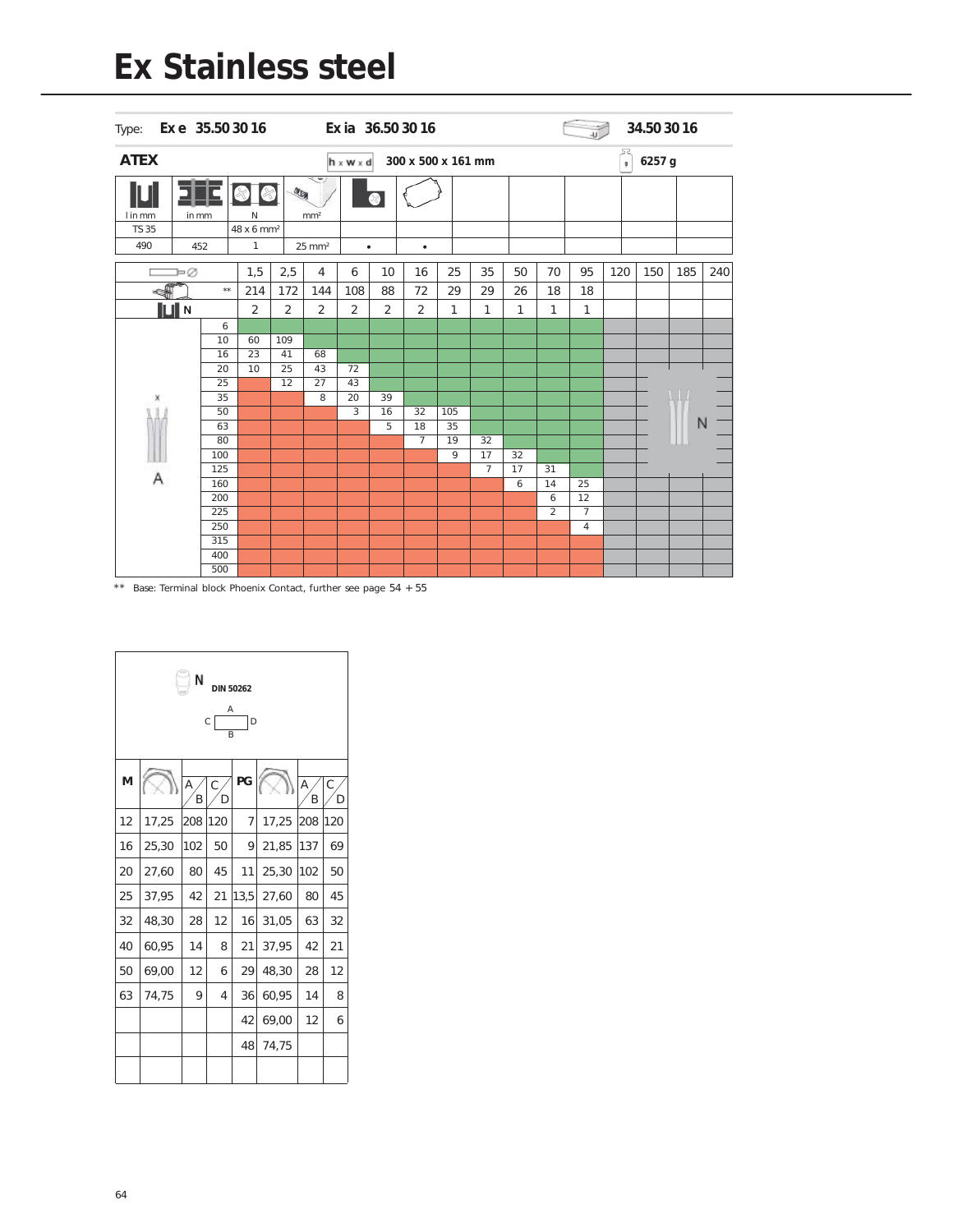# Ex Stainless steel

| Type: | Ex e 35.50 30 16 | | Ex ia 36.50 30 16 | | | 34.50 30 16 |
|---|---|---|---|---|---|---|
| **ATEX** | | | h x w x d | 300 x 500 x 161 mm | | 6257 g |

| l in mm | in mm | N | mm² | | | | | | | |
|---|---|---|---|---|---|---|---|---|---|---|
| TS 35 | | 48 x 6 mm² | | | | | | | | |
| 490 | 452 | 1 | 25 mm² | • | • | | | | | |

| | | 1,5 | 2,5 | 4 | 6 | 10 | 16 | 25 | 35 | 50 | 70 | 95 | 120 | 150 | 185 | 240 |
|---|---|---|---|---|---|---|---|---|---|---|---|---|---|---|---|---|
| ** | | 214 | 172 | 144 | 108 | 88 | 72 | 29 | 29 | 26 | 18 | 18 | | | | |
| N | | 2 | 2 | 2 | 2 | 2 | 2 | 1 | 1 | 1 | 1 | 1 | | | | |
| A | 6 | | | | | | | | | | | | | | | |
| | 10 | 60 | 109 | | | | | | | | | | | | | |
| | 16 | 23 | 41 | 68 | | | | | | | | | | | | |
| | 20 | 10 | 25 | 43 | 72 | | | | | | | | | | | |
| | 25 | | 12 | 27 | 43 | | | | | | | | | | | |
| | 35 | | | 8 | 20 | 39 | | | | | | | | | | |
| | 50 | | | | 3 | 16 | 32 | 105 | | | | | | | | |
| | 63 | | | | | 5 | 18 | 35 | | | | | | | | |
| | 80 | | | | | | 7 | 19 | 32 | | | | | | | |
| | 100 | | | | | | | 9 | 17 | 32 | | | | | | |
| | 125 | | | | | | | | 7 | 17 | 31 | | | | | |
| | 160 | | | | | | | | | 6 | 14 | 25 | | | | |
| | 200 | | | | | | | | | | 6 | 12 | | | | |
| | 225 | | | | | | | | | | 2 | 7 | | | | |
| | 250 | | | | | | | | | | | 4 | | | | |
| | 315 | | | | | | | | | | | | | | | |
| | 400 | | | | | | | | | | | | | | | |
| | 500 | | | | | | | | | | | | | | | |

** Base: Terminal block Phoenix Contact, further see page 54 + 55

N DIN 50262

| M | | A/B | C/D | PG | | A/B | C/D |
|---|---|---|---|---|---|---|---|
| 12 | 17,25 | 208 | 120 | 7 | 17,25 | 208 | 120 |
| 16 | 25,30 | 102 | 50 | 9 | 21,85 | 137 | 69 |
| 20 | 27,60 | 80 | 45 | 11 | 25,30 | 102 | 50 |
| 25 | 37,95 | 42 | 21 | 13,5 | 27,60 | 80 | 45 |
| 32 | 48,30 | 28 | 12 | 16 | 31,05 | 63 | 32 |
| 40 | 60,95 | 14 | 8 | 21 | 37,95 | 42 | 21 |
| 50 | 69,00 | 12 | 6 | 29 | 48,30 | 28 | 12 |
| 63 | 74,75 | 9 | 4 | 36 | 60,95 | 14 | 8 |
| | | | | 42 | 69,00 | 12 | 6 |
| | | | | 48 | 74,75 | | |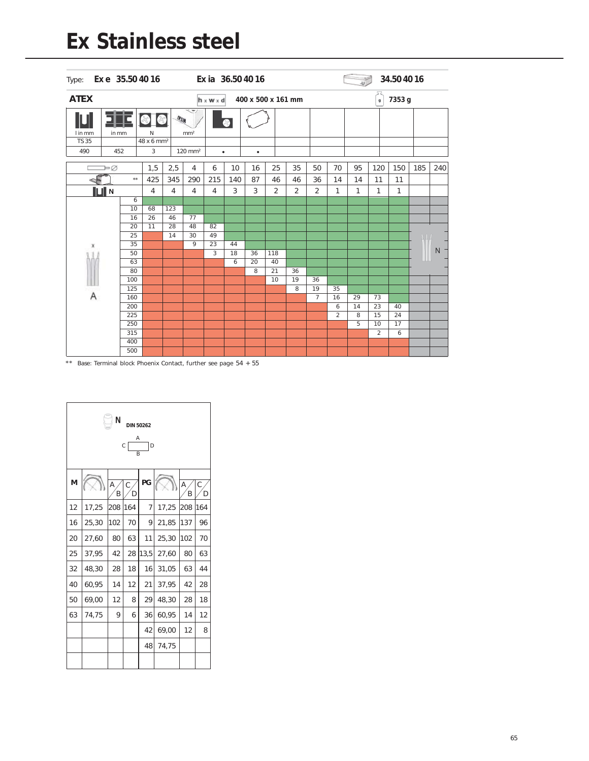# Ex Stainless steel

| Type: | Ex e 35.50 40 16 | | Ex ia 36.50 40 16 | | | | | 34.50 40 16 | |
|---|---|---|---|---|---|---|---|---|---|
| **ATEX** | | | h x w x d | 400 x 500 x 161 mm | | | | g | 7353 g |
| l in mm | in mm | N | mm² | | | | | | |
| TS 35 | | 48 x 6 mm² | | | | | | | |
| 490 | 452 | 3 | 120 mm² | • | • | | | | |

| Ø | | 1,5 | 2,5 | 4 | 6 | 10 | 16 | 25 | 35 | 50 | 70 | 95 | 120 | 150 | 185 | 240 |
|---|---|---|---|---|---|---|---|---|---|---|---|---|---|---|---|---|
| ** | | 425 | 345 | 290 | 215 | 140 | 87 | 46 | 46 | 36 | 14 | 14 | 11 | 11 | | |
| N | | 4 | 4 | 4 | 4 | 3 | 3 | 2 | 2 | 2 | 1 | 1 | 1 | 1 | | |
| A | 6 | | | | | | | | | | | | | | | |
| | 10 | 68 | 123 | | | | | | | | | | | | | |
| | 16 | 26 | 46 | 77 | | | | | | | | | | | | |
| | 20 | 11 | 28 | 48 | 82 | | | | | | | | | | | |
| | 25 | | 14 | 30 | 49 | | | | | | | | | | | |
| | 35 | | | 9 | 23 | 44 | | | | | | | | | | |
| | 50 | | | | 3 | 18 | 36 | 118 | | | | | | | | |
| | 63 | | | | | 6 | 20 | 40 | | | | | | | | |
| | 80 | | | | | | 8 | 21 | 36 | | | | | | | |
| | 100 | | | | | | | 10 | 19 | 36 | | | | | | |
| | 125 | | | | | | | | 8 | 19 | 35 | | | | | |
| | 160 | | | | | | | | | 7 | 16 | 29 | 73 | | | |
| | 200 | | | | | | | | | | 6 | 14 | 23 | 40 | | |
| | 225 | | | | | | | | | | 2 | 8 | 15 | 24 | | |
| | 250 | | | | | | | | | | | 5 | 10 | 17 | | |
| | 315 | | | | | | | | | | | | 2 | 6 | | |
| | 400 | | | | | | | | | | | | | | | |
| | 500 | | | | | | | | | | | | | | | |

** Base: Terminal block Phoenix Contact, further see page 54 + 55

N DIN 50262

| M | | A/B | C/D | PG | | A/B | C/D |
|---|---|---|---|---|---|---|---|
| 12 | 17,25 | 208 | 164 | 7 | 17,25 | 208 | 164 |
| 16 | 25,30 | 102 | 70 | 9 | 21,85 | 137 | 96 |
| 20 | 27,60 | 80 | 63 | 11 | 25,30 | 102 | 70 |
| 25 | 37,95 | 42 | 28 | 13,5 | 27,60 | 80 | 63 |
| 32 | 48,30 | 28 | 18 | 16 | 31,05 | 63 | 44 |
| 40 | 60,95 | 14 | 12 | 21 | 37,95 | 42 | 28 |
| 50 | 69,00 | 12 | 8 | 29 | 48,30 | 28 | 18 |
| 63 | 74,75 | 9 | 6 | 36 | 60,95 | 14 | 12 |
| | | | | 42 | 69,00 | 12 | 8 |
| | | | | 48 | 74,75 | | |
| | | | | | | | |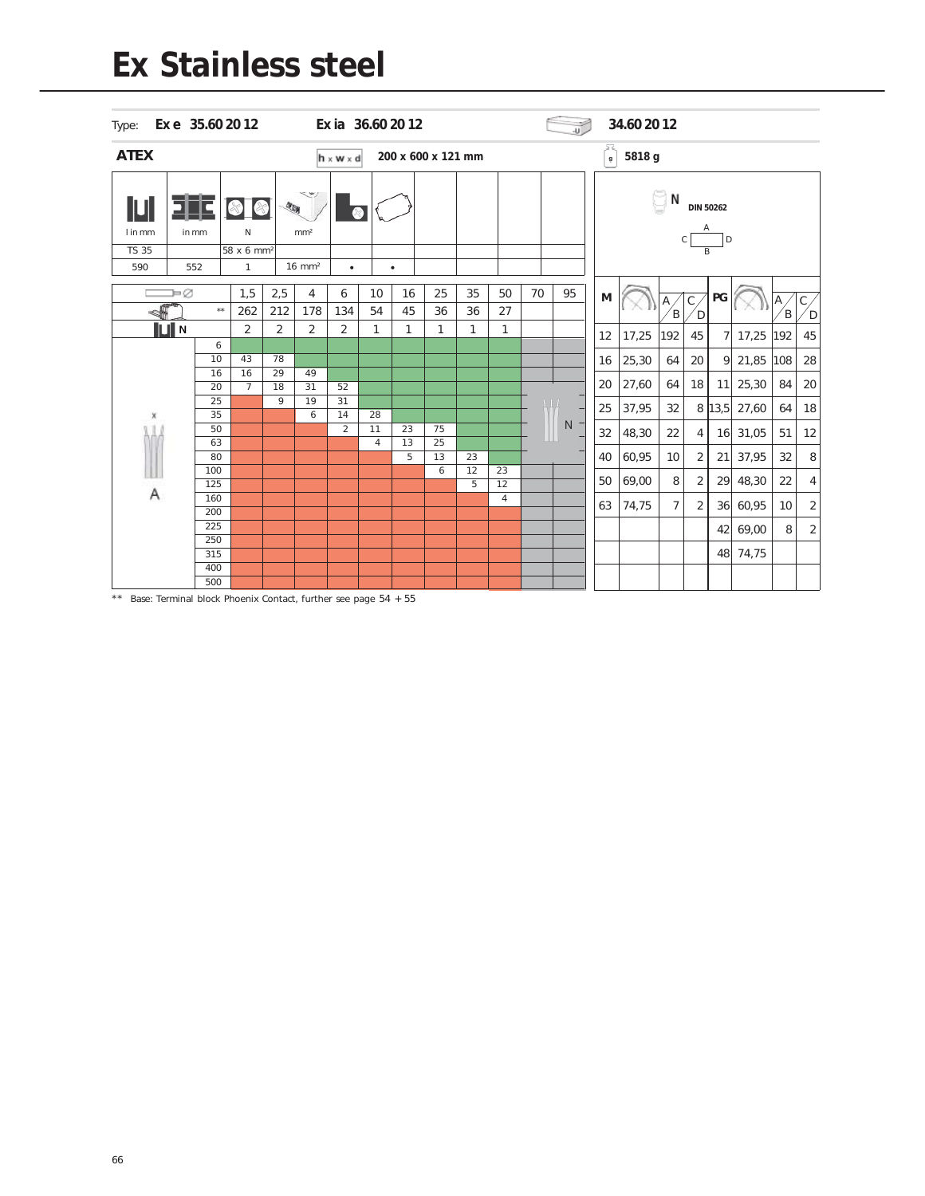# Ex Stainless steel

Type: **Ex e 35.60 20 12** **Ex ia 36.60 20 12** **34.60 20 12**

**ATEX** h x w x d **200 x 600 x 121 mm** g **5818 g**

| l in mm | in mm | N | mm² | | | | | | |
|---|---|---|---|---|---|---|---|---|---|
| TS 35 | | 58 x 6 mm² | | | | | | | |
| 590 | 552 | 1 | 16 mm² | • | • | | | | |

N DIN 50262

| Ø | | 1,5 | 2,5 | 4 | 6 | 10 | 16 | 25 | 35 | 50 | 70 | 95 |
|---|---|---|---|---|---|---|---|---|---|---|---|---|
| | ** | 262 | 212 | 178 | 134 | 54 | 45 | 36 | 36 | 27 | | |
| N | | 2 | 2 | 2 | 2 | 1 | 1 | 1 | 1 | 1 | | |
| A | 6 | | | | | | | | | | | |
| | 10 | 43 | 78 | | | | | | | | | |
| | 16 | 16 | 29 | 49 | | | | | | | | |
| | 20 | 7 | 18 | 31 | 52 | | | | | | | |
| | 25 | | 9 | 19 | 31 | | | | | | | |
| | 35 | | | 6 | 14 | 28 | | | | | | |
| | 50 | | | | 2 | 11 | 23 | 75 | | | | |
| | 63 | | | | | 4 | 13 | 25 | | | | |
| | 80 | | | | | | 5 | 13 | 23 | | | |
| | 100 | | | | | | | 6 | 12 | 23 | | |
| | 125 | | | | | | | | 5 | 12 | | |
| | 160 | | | | | | | | | 4 | | |
| | 200 | | | | | | | | | | | |
| | 225 | | | | | | | | | | | |
| | 250 | | | | | | | | | | | |
| | 315 | | | | | | | | | | | |
| | 400 | | | | | | | | | | | |
| | 500 | | | | | | | | | | | |

| M | | A/B | C/D | PG | | A/B | C/D |
|---|---|---|---|---|---|---|---|
| 12 | 17,25 | 192 | 45 | 7 | 17,25 | 192 | 45 |
| 16 | 25,30 | 64 | 20 | 9 | 21,85 | 108 | 28 |
| 20 | 27,60 | 64 | 18 | 11 | 25,30 | 84 | 20 |
| 25 | 37,95 | 32 | 8 | 13,5 | 27,60 | 64 | 18 |
| 32 | 48,30 | 22 | 4 | 16 | 31,05 | 51 | 12 |
| 40 | 60,95 | 10 | 2 | 21 | 37,95 | 32 | 8 |
| 50 | 69,00 | 8 | 2 | 29 | 48,30 | 22 | 4 |
| 63 | 74,75 | 7 | 2 | 36 | 60,95 | 10 | 2 |
| | | | | 42 | 69,00 | 8 | 2 |
| | | | | 48 | 74,75 | | |

** Base: Terminal block Phoenix Contact, further see page 54 + 55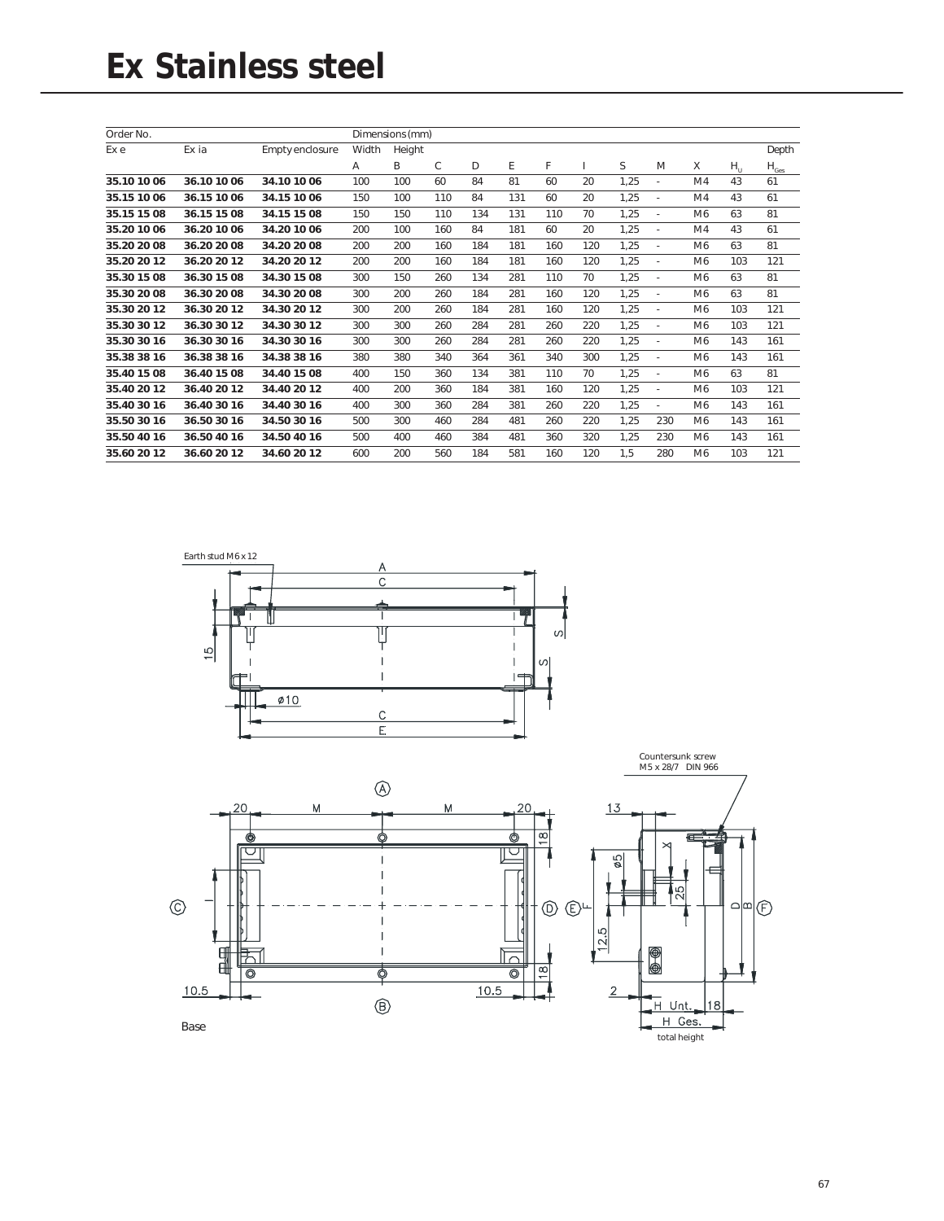# Ex Stainless steel

| Order No. | | | Dimensions (mm) | | | | | | | | | | | |
|---|---|---|---|---|---|---|---|---|---|---|---|---|---|---|
| Ex e | Ex ia | Empty enclosure | Width | Height | | | | | | | | | | Depth |
| | | | A | B | C | D | E | F | I | S | M | X | $H_U$ | $H_{Ges}$ |
| **35.10 10 06** | **36.10 10 06** | **34.10 10 06** | 100 | 100 | 60 | 84 | 81 | 60 | 20 | 1,25 | - | M4 | 43 | 61 |
| **35.15 10 06** | **36.15 10 06** | **34.15 10 06** | 150 | 100 | 110 | 84 | 131 | 60 | 20 | 1,25 | - | M4 | 43 | 61 |
| **35.15 15 08** | **36.15 15 08** | **34.15 15 08** | 150 | 150 | 110 | 134 | 131 | 110 | 70 | 1,25 | - | M6 | 63 | 81 |
| **35.20 10 06** | **36.20 10 06** | **34.20 10 06** | 200 | 100 | 160 | 84 | 181 | 60 | 20 | 1,25 | - | M4 | 43 | 61 |
| **35.20 20 08** | **36.20 20 08** | **34.20 20 08** | 200 | 200 | 160 | 184 | 181 | 160 | 120 | 1,25 | - | M6 | 63 | 81 |
| **35.20 20 12** | **36.20 20 12** | **34.20 20 12** | 200 | 200 | 160 | 184 | 181 | 160 | 120 | 1,25 | - | M6 | 103 | 121 |
| **35.30 15 08** | **36.30 15 08** | **34.30 15 08** | 300 | 150 | 260 | 134 | 281 | 110 | 70 | 1,25 | - | M6 | 63 | 81 |
| **35.30 20 08** | **36.30 20 08** | **34.30 20 08** | 300 | 200 | 260 | 184 | 281 | 160 | 120 | 1,25 | - | M6 | 63 | 81 |
| **35.30 20 12** | **36.30 20 12** | **34.30 20 12** | 300 | 200 | 260 | 184 | 281 | 160 | 120 | 1,25 | - | M6 | 103 | 121 |
| **35.30 30 12** | **36.30 30 12** | **34.30 30 12** | 300 | 300 | 260 | 284 | 281 | 260 | 220 | 1,25 | - | M6 | 103 | 121 |
| **35.30 30 16** | **36.30 30 16** | **34.30 30 16** | 300 | 300 | 260 | 284 | 281 | 260 | 220 | 1,25 | - | M6 | 143 | 161 |
| **35.38 38 16** | **36.38 38 16** | **34.38 38 16** | 380 | 380 | 340 | 364 | 361 | 340 | 300 | 1,25 | - | M6 | 143 | 161 |
| **35.40 15 08** | **36.40 15 08** | **34.40 15 08** | 400 | 150 | 360 | 134 | 381 | 110 | 70 | 1,25 | - | M6 | 63 | 81 |
| **35.40 20 12** | **36.40 20 12** | **34.40 20 12** | 400 | 200 | 360 | 184 | 381 | 160 | 120 | 1,25 | - | M6 | 103 | 121 |
| **35.40 30 16** | **36.40 30 16** | **34.40 30 16** | 400 | 300 | 360 | 284 | 381 | 260 | 220 | 1,25 | - | M6 | 143 | 161 |
| **35.50 30 16** | **36.50 30 16** | **34.50 30 16** | 500 | 300 | 460 | 284 | 481 | 260 | 220 | 1,25 | 230 | M6 | 143 | 161 |
| **35.50 40 16** | **36.50 40 16** | **34.50 40 16** | 500 | 400 | 460 | 384 | 481 | 360 | 320 | 1,25 | 230 | M6 | 143 | 161 |
| **35.60 20 12** | **36.60 20 12** | **34.60 20 12** | 600 | 200 | 560 | 184 | 581 | 160 | 120 | 1,5 | 280 | M6 | 103 | 121 |

Earth stud M6 x 12

A
C
S
15
S
ø10
C
E

Countersunk screw
M5 x 28/7 DIN 966

A
20 M M 20
18
C I D E F
18
10.5 10.5
B

Base

13
X
ø5
25
12.5
D B F
2
H Unt. 18
H Ges.
total height